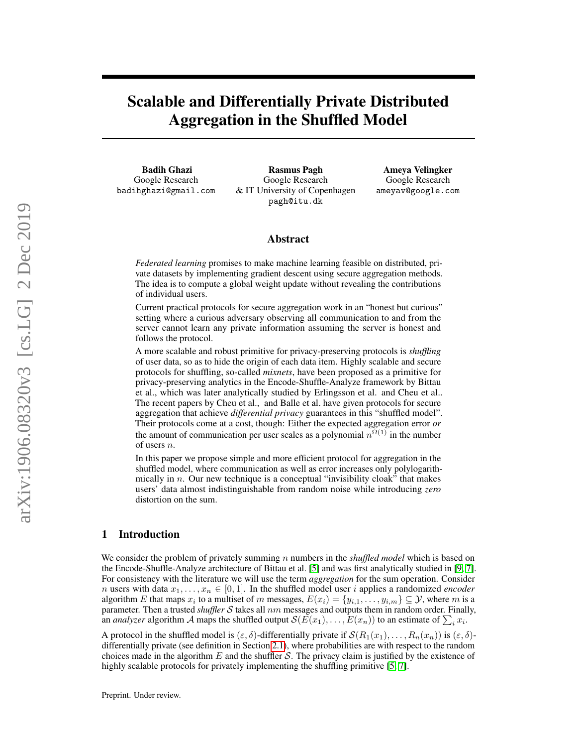# Scalable and Differentially Private Distributed Aggregation in the Shuffled Model

**Badih Ghazi**
Google Research
badihghazi@gmail.com

**Rasmus Pagh**
Google Research
& IT University of Copenhagen
pagh@itu.dk

**Ameya Velingker**
Google Research
ameyav@google.com

## Abstract

*Federated learning* promises to make machine learning feasible on distributed, private datasets by implementing gradient descent using secure aggregation methods. The idea is to compute a global weight update without revealing the contributions of individual users.

Current practical protocols for secure aggregation work in an "honest but curious" setting where a curious adversary observing all communication to and from the server cannot learn any private information assuming the server is honest and follows the protocol.

A more scalable and robust primitive for privacy-preserving protocols is *shuffling* of user data, so as to hide the origin of each data item. Highly scalable and secure protocols for shuffling, so-called *mixnets*, have been proposed as a primitive for privacy-preserving analytics in the Encode-Shuffle-Analyze framework by Bittau et al., which was later analytically studied by Erlingsson et al. and Cheu et al.. The recent papers by Cheu et al., and Balle et al. have given protocols for secure aggregation that achieve *differential privacy* guarantees in this "shuffled model". Their protocols come at a cost, though: Either the expected aggregation error *or* the amount of communication per user scales as a polynomial $n^{\Omega(1)}$ in the number of users $n$.

In this paper we propose simple and more efficient protocol for aggregation in the shuffled model, where communication as well as error increases only polylogarithmically in $n$. Our new technique is a conceptual "invisibility cloak" that makes users' data almost indistinguishable from random noise while introducing *zero* distortion on the sum.

## 1 Introduction

We consider the problem of privately summing $n$ numbers in the *shuffled model* which is based on the Encode-Shuffle-Analyze architecture of Bittau et al. [5] and was first analytically studied in [9, 7]. For consistency with the literature we will use the term *aggregation* for the sum operation. Consider $n$ users with data $x_1, \dots, x_n \in [0, 1]$. In the shuffled model user $i$ applies a randomized *encoder* algorithm $E$ that maps $x_i$ to a multiset of $m$ messages, $E(x_i) = \{y_{i,1}, \dots, y_{i,m}\} \subseteq \mathcal{Y}$, where $m$ is a parameter. Then a trusted *shuffler* $\mathcal{S}$ takes all $nm$ messages and outputs them in random order. Finally, an *analyzer* algorithm $\mathcal{A}$ maps the shuffled output $\mathcal{S}(E(x_1), \dots, E(x_n))$ to an estimate of $\sum_i x_i$.

A protocol in the shuffled model is $(\varepsilon, \delta)$-differentially private if $\mathcal{S}(R_1(x_1), \dots, R_n(x_n))$ is $(\varepsilon, \delta)$-differentially private (see definition in Section 2.1), where probabilities are with respect to the random choices made in the algorithm $E$ and the shuffler $\mathcal{S}$. The privacy claim is justified by the existence of highly scalable protocols for privately implementing the shuffling primitive [5, 7].

Preprint. Under review.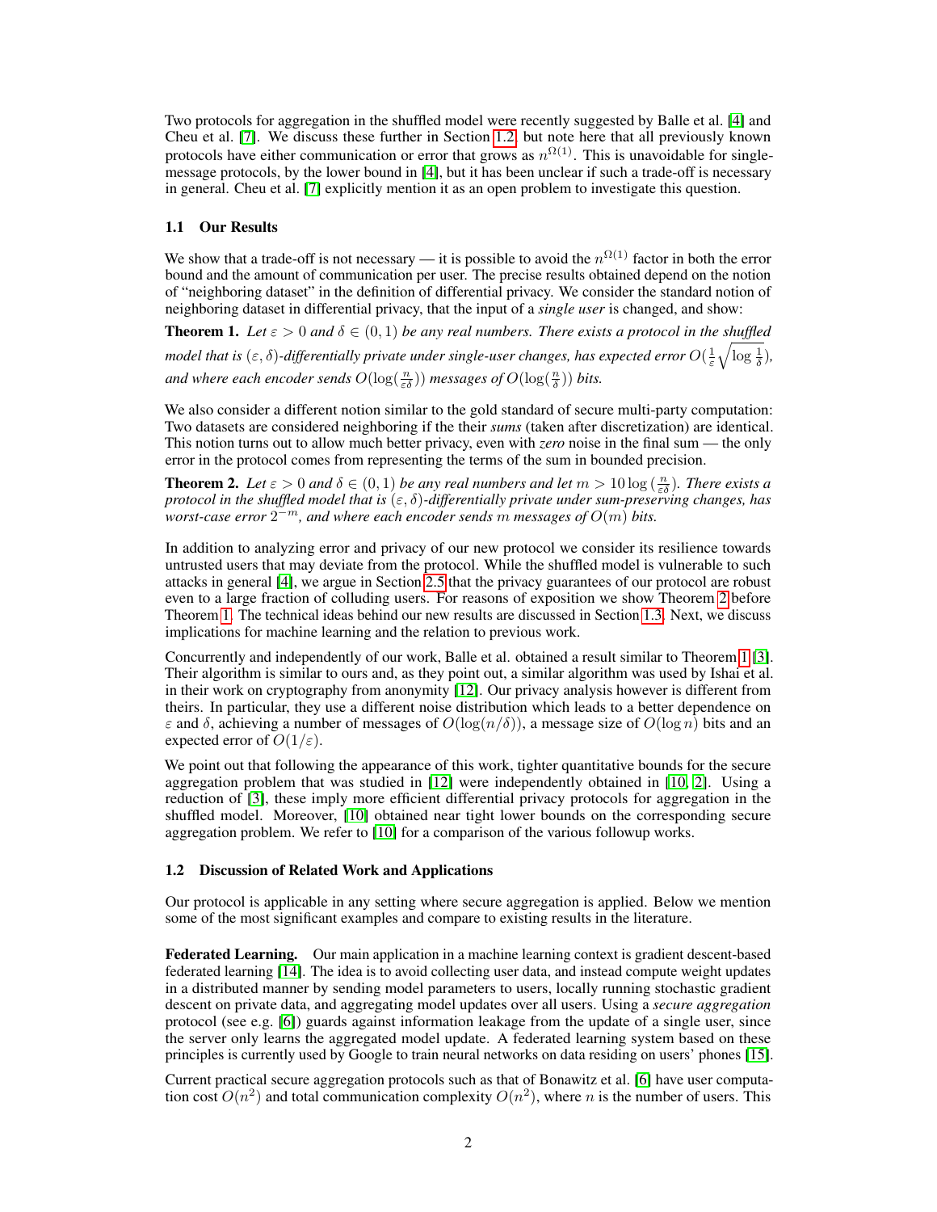Two protocols for aggregation in the shuffled model were recently suggested by Balle et al. [4] and Cheu et al. [7]. We discuss these further in Section 1.2, but note here that all previously known protocols have either communication or error that grows as $n^{\Omega(1)}$. This is unavoidable for single-message protocols, by the lower bound in [4], but it has been unclear if such a trade-off is necessary in general. Cheu et al. [7] explicitly mention it as an open problem to investigate this question.

### 1.1 Our Results

We show that a trade-off is not necessary — it is possible to avoid the $n^{\Omega(1)}$ factor in both the error bound and the amount of communication per user. The precise results obtained depend on the notion of "neighboring dataset" in the definition of differential privacy. We consider the standard notion of neighboring dataset in differential privacy, that the input of a *single user* is changed, and show:

**Theorem 1.** *Let $\varepsilon > 0$ and $\delta \in (0, 1)$ be any real numbers. There exists a protocol in the shuffled model that is $(\varepsilon, \delta)$-differentially private under single-user changes, has expected error $O(\frac{1}{\varepsilon}\sqrt{\log \frac{1}{\delta}})$, and where each encoder sends $O(\log(\frac{n}{\varepsilon\delta}))$ messages of $O(\log(\frac{n}{\delta}))$ bits.*

We also consider a different notion similar to the gold standard of secure multi-party computation: Two datasets are considered neighboring if the their *sums* (taken after discretization) are identical. This notion turns out to allow much better privacy, even with *zero* noise in the final sum — the only error in the protocol comes from representing the terms of the sum in bounded precision.

**Theorem 2.** *Let $\varepsilon > 0$ and $\delta \in (0, 1)$ be any real numbers and let $m > 10 \log(\frac{n}{\varepsilon\delta})$. There exists a protocol in the shuffled model that is $(\varepsilon, \delta)$-differentially private under sum-preserving changes, has worst-case error $2^{-m}$, and where each encoder sends $m$ messages of $O(m)$ bits.*

In addition to analyzing error and privacy of our new protocol we consider its resilience towards untrusted users that may deviate from the protocol. While the shuffled model is vulnerable to such attacks in general [4], we argue in Section 2.5 that the privacy guarantees of our protocol are robust even to a large fraction of colluding users. For reasons of exposition we show Theorem 2 before Theorem 1. The technical ideas behind our new results are discussed in Section 1.3. Next, we discuss implications for machine learning and the relation to previous work.

Concurrently and independently of our work, Balle et al. obtained a result similar to Theorem 1 [3]. Their algorithm is similar to ours and, as they point out, a similar algorithm was used by Ishai et al. in their work on cryptography from anonymity [12]. Our privacy analysis however is different from theirs. In particular, they use a different noise distribution which leads to a better dependence on $\varepsilon$ and $\delta$, achieving a number of messages of $O(\log(n/\delta))$, a message size of $O(\log n)$ bits and an expected error of $O(1/\varepsilon)$.

We point out that following the appearance of this work, tighter quantitative bounds for the secure aggregation problem that was studied in [12] were independently obtained in [10, 2]. Using a reduction of [3], these imply more efficient differential privacy protocols for aggregation in the shuffled model. Moreover, [10] obtained near tight lower bounds on the corresponding secure aggregation problem. We refer to [10] for a comparison of the various followup works.

### 1.2 Discussion of Related Work and Applications

Our protocol is applicable in any setting where secure aggregation is applied. Below we mention some of the most significant examples and compare to existing results in the literature.

**Federated Learning.** Our main application in a machine learning context is gradient descent-based federated learning [14]. The idea is to avoid collecting user data, and instead compute weight updates in a distributed manner by sending model parameters to users, locally running stochastic gradient descent on private data, and aggregating model updates over all users. Using a *secure aggregation* protocol (see e.g. [6]) guards against information leakage from the update of a single user, since the server only learns the aggregated model update. A federated learning system based on these principles is currently used by Google to train neural networks on data residing on users' phones [15].

Current practical secure aggregation protocols such as that of Bonawitz et al. [6] have user computation cost $O(n^2)$ and total communication complexity $O(n^2)$, where $n$ is the number of users. This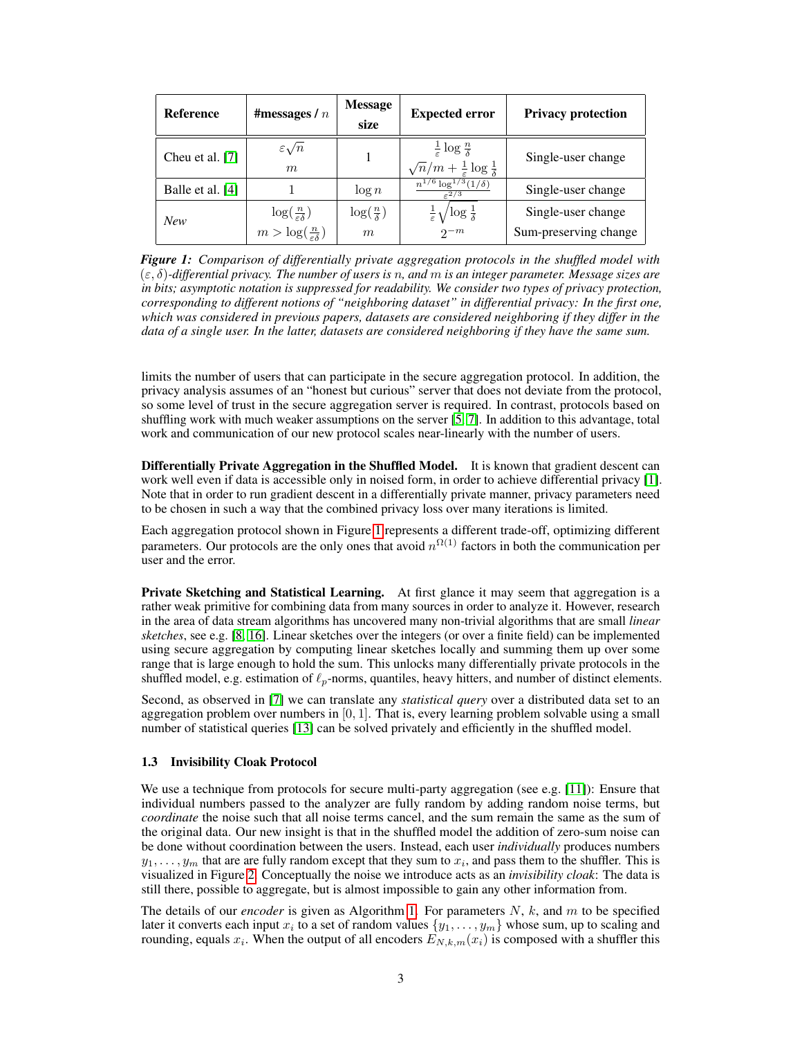| Reference | #messages / $n$ | Message size | Expected error | Privacy protection |
|---|---|---|---|---|
| Cheu et al. [7] | $\varepsilon\sqrt{n}$ | 1 | $\frac{1}{\varepsilon}\log\frac{n}{\delta}$ | Single-user change |
| | $m$ | | $\sqrt{n}/m + \frac{1}{\varepsilon}\log\frac{1}{\delta}$ | |
| Balle et al. [4] | 1 | $\log n$ | $\frac{n^{1/6}\log^{1/3}(1/\delta)}{\varepsilon^{2/3}}$ | Single-user change |
| *New* | $\log(\frac{n}{\varepsilon\delta})$ | $\log(\frac{n}{\delta})$ | $\frac{1}{\varepsilon}\sqrt{\log\frac{1}{\delta}}$ | Single-user change |
| | $m > \log(\frac{n}{\varepsilon\delta})$ | $m$ | $2^{-m}$ | Sum-preserving change |

***Figure 1:*** *Comparison of differentially private aggregation protocols in the shuffled model with $(\varepsilon, \delta)$-differential privacy. The number of users is $n$, and $m$ is an integer parameter. Message sizes are in bits; asymptotic notation is suppressed for readability. We consider two types of privacy protection, corresponding to different notions of "neighboring dataset" in differential privacy: In the first one, which was considered in previous papers, datasets are considered neighboring if they differ in the data of a single user. In the latter, datasets are considered neighboring if they have the same sum.*

limits the number of users that can participate in the secure aggregation protocol. In addition, the privacy analysis assumes of an "honest but curious" server that does not deviate from the protocol, so some level of trust in the secure aggregation server is required. In contrast, protocols based on shuffling work with much weaker assumptions on the server [5, 7]. In addition to this advantage, total work and communication of our new protocol scales near-linearly with the number of users.

**Differentially Private Aggregation in the Shuffled Model.** It is known that gradient descent can work well even if data is accessible only in noised form, in order to achieve differential privacy [1]. Note that in order to run gradient descent in a differentially private manner, privacy parameters need to be chosen in such a way that the combined privacy loss over many iterations is limited.

Each aggregation protocol shown in Figure 1 represents a different trade-off, optimizing different parameters. Our protocols are the only ones that avoid $n^{\Omega(1)}$ factors in both the communication per user and the error.

**Private Sketching and Statistical Learning.** At first glance it may seem that aggregation is a rather weak primitive for combining data from many sources in order to analyze it. However, research in the area of data stream algorithms has uncovered many non-trivial algorithms that are small *linear sketches*, see e.g. [8, 16]. Linear sketches over the integers (or over a finite field) can be implemented using secure aggregation by computing linear sketches locally and summing them up over some range that is large enough to hold the sum. This unlocks many differentially private protocols in the shuffled model, e.g. estimation of $\ell_p$-norms, quantiles, heavy hitters, and number of distinct elements.

Second, as observed in [7] we can translate any *statistical query* over a distributed data set to an aggregation problem over numbers in $[0, 1]$. That is, every learning problem solvable using a small number of statistical queries [13] can be solved privately and efficiently in the shuffled model.

### 1.3 Invisibility Cloak Protocol

We use a technique from protocols for secure multi-party aggregation (see e.g. [11]): Ensure that individual numbers passed to the analyzer are fully random by adding random noise terms, but *coordinate* the noise such that all noise terms cancel, and the sum remain the same as the sum of the original data. Our new insight is that in the shuffled model the addition of zero-sum noise can be done without coordination between the users. Instead, each user *individually* produces numbers $y_1, \ldots, y_m$ that are fully random except that they sum to $x_i$, and pass them to the shuffler. This is visualized in Figure 2. Conceptually the noise we introduce acts as an *invisibility cloak*: The data is still there, possible to aggregate, but is almost impossible to gain any other information from.

The details of our *encoder* is given as Algorithm 1. For parameters $N$, $k$, and $m$ to be specified later it converts each input $x_i$ to a set of random values $\{y_1, \ldots, y_m\}$ whose sum, up to scaling and rounding, equals $x_i$. When the output of all encoders $E_{N,k,m}(x_i)$ is composed with a shuffler this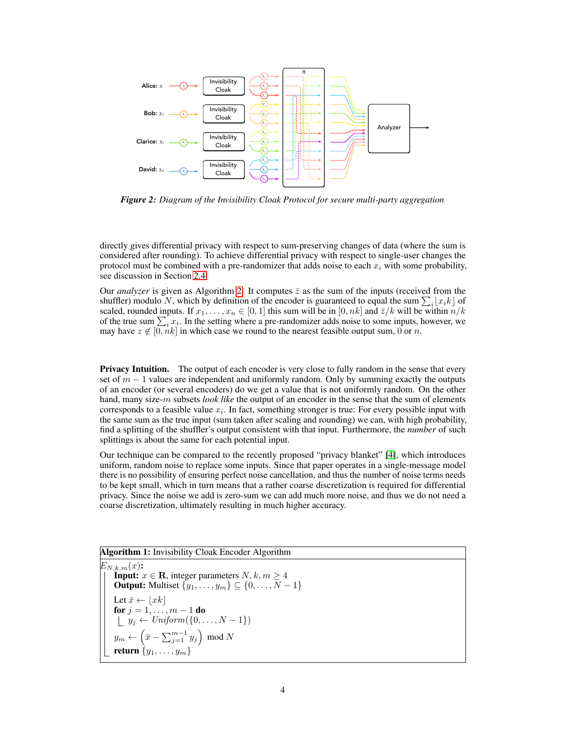*Figure 2: Diagram of the Invisibility Cloak Protocol for secure multi-party aggregation*

directly gives differential privacy with respect to sum-preserving changes of data (where the sum is considered after rounding). To achieve differential privacy with respect to single-user changes the protocol must be combined with a pre-randomizer that adds noise to each $x_i$ with some probability, see discussion in Section 2.4.

Our *analyzer* is given as Algorithm 2. It computes $\bar{z}$ as the sum of the inputs (received from the shuffler) modulo $N$, which by definition of the encoder is guaranteed to equal the sum $\sum_i \lfloor x_i k \rfloor$ of scaled, rounded inputs. If $x_1, \dots, x_n \in [0,1]$ this sum will be in $[0, nk]$ and $\bar{z}/k$ will be within $n/k$ of the true sum $\sum_i x_i$. In the setting where a pre-randomizer adds noise to some inputs, however, we may have $z \notin [0, nk]$ in which case we round to the nearest feasible output sum, 0 or $n$.

**Privacy Intuition.** The output of each encoder is very close to fully random in the sense that every set of $m-1$ values are independent and uniformly random. Only by summing exactly the outputs of an encoder (or several encoders) do we get a value that is not uniformly random. On the other hand, many size-$m$ subsets *look like* the output of an encoder in the sense that the sum of elements corresponds to a feasible value $x_i$. In fact, something stronger is true: For every possible input with the same sum as the true input (sum taken after scaling and rounding) we can, with high probability, find a splitting of the shuffler's output consistent with that input. Furthermore, the *number* of such splittings is about the same for each potential input.

Our technique can be compared to the recently proposed "privacy blanket" [4], which introduces uniform, random noise to replace some inputs. Since that paper operates in a single-message model there is no possibility of ensuring perfect noise cancellation, and thus the number of noise terms needs to be kept small, which in turn means that a rather coarse discretization is required for differential privacy. Since the noise we add is zero-sum we can add much more noise, and thus we do not need a coarse discretization, ultimately resulting in much higher accuracy.

**Algorithm 1:** Invisibility Cloak Encoder Algorithm

```
E_{N,k,m}(x):
    Input: x ∈ R, integer parameters N, k, m ≥ 4
    Output: Multiset {y_1, ..., y_m} ⊆ {0, ..., N − 1}
    Let x̄ ← ⌊xk⌋
    for j = 1, ..., m − 1 do
        y_j ← Uniform({0, ..., N − 1})
    y_m ← (x̄ − Σ_{j=1}^{m−1} y_j) mod N
    return {y_1, ..., y_m}
```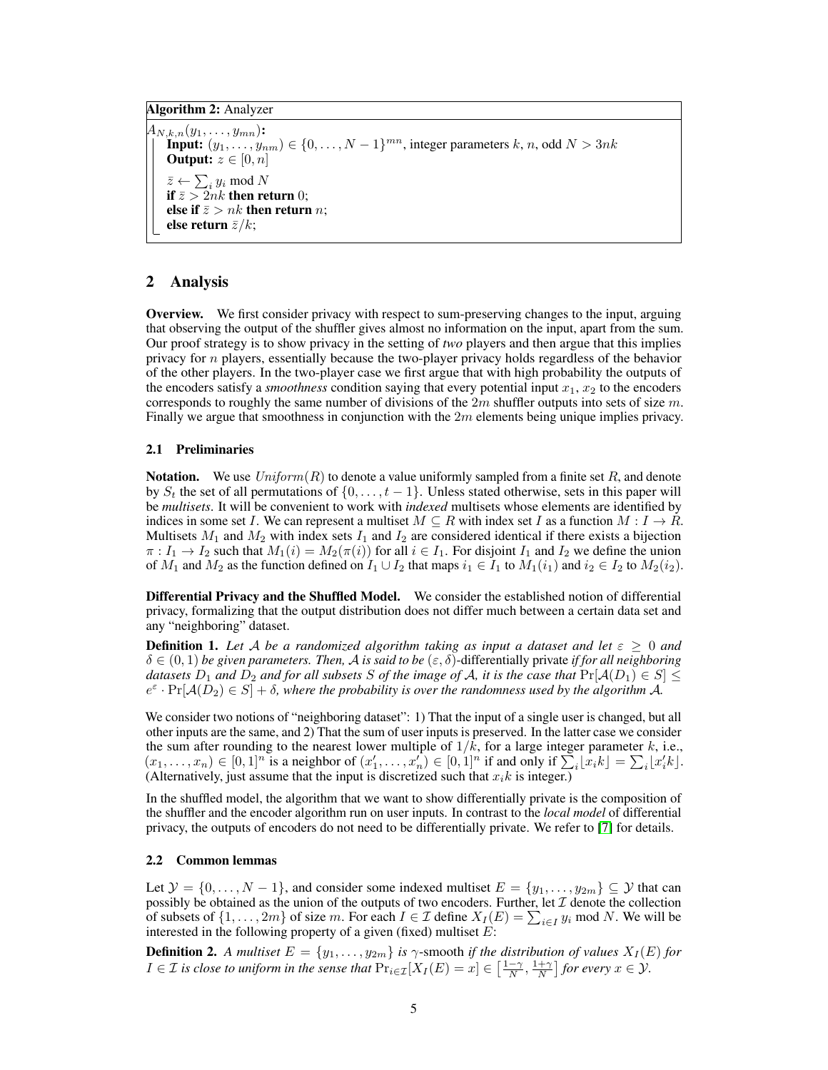**Algorithm 2:** Analyzer

```
A_{N,k,n}(y_1, ..., y_{mn}):
    Input: (y_1, ..., y_{nm}) ∈ {0, ..., N−1}^{mn}, integer parameters k, n, odd N > 3nk
    Output: z ∈ [0, n]
    z̄ ← Σ_i y_i mod N
    if z̄ > 2nk then return 0;
    else if z̄ > nk then return n;
    else return z̄/k;
```

## 2 Analysis

**Overview.** We first consider privacy with respect to sum-preserving changes to the input, arguing that observing the output of the shuffler gives almost no information on the input, apart from the sum. Our proof strategy is to show privacy in the setting of *two* players and then argue that this implies privacy for $n$ players, essentially because the two-player privacy holds regardless of the behavior of the other players. In the two-player case we first argue that with high probability the outputs of the encoders satisfy a *smoothness* condition saying that every potential input $x_1, x_2$ to the encoders corresponds to roughly the same number of divisions of the $2m$ shuffler outputs into sets of size $m$. Finally we argue that smoothness in conjunction with the $2m$ elements being unique implies privacy.

### 2.1 Preliminaries

**Notation.** We use $Uniform(R)$ to denote a value uniformly sampled from a finite set $R$, and denote by $S_t$ the set of all permutations of $\{0, \ldots, t-1\}$. Unless stated otherwise, sets in this paper will be *multisets*. It will be convenient to work with *indexed* multisets whose elements are identified by indices in some set $I$. We can represent a multiset $M \subseteq R$ with index set $I$ as a function $M : I \to R$. Multisets $M_1$ and $M_2$ with index sets $I_1$ and $I_2$ are considered identical if there exists a bijection $\pi : I_1 \to I_2$ such that $M_1(i) = M_2(\pi(i))$ for all $i \in I_1$. For disjoint $I_1$ and $I_2$ we define the union of $M_1$ and $M_2$ as the function defined on $I_1 \cup I_2$ that maps $i_1 \in I_1$ to $M_1(i_1)$ and $i_2 \in I_2$ to $M_2(i_2)$.

**Differential Privacy and the Shuffled Model.** We consider the established notion of differential privacy, formalizing that the output distribution does not differ much between a certain data set and any "neighboring" dataset.

**Definition 1.** *Let $\mathcal{A}$ be a randomized algorithm taking as input a dataset and let $\varepsilon \geq 0$ and $\delta \in (0, 1)$ be given parameters. Then, $\mathcal{A}$ is said to be $(\varepsilon, \delta)$-differentially private if for all neighboring datasets $D_1$ and $D_2$ and for all subsets $S$ of the image of $\mathcal{A}$, it is the case that $\Pr[\mathcal{A}(D_1) \in S] \leq e^{\varepsilon} \cdot \Pr[\mathcal{A}(D_2) \in S] + \delta$, where the probability is over the randomness used by the algorithm $\mathcal{A}$.*

We consider two notions of "neighboring dataset": 1) That the input of a single user is changed, but all other inputs are the same, and 2) That the sum of user inputs is preserved. In the latter case we consider the sum after rounding to the nearest lower multiple of $1/k$, for a large integer parameter $k$, i.e., $(x_1, \ldots, x_n) \in [0, 1]^n$ is a neighbor of $(x'_1, \ldots, x'_n) \in [0, 1]^n$ if and only if $\sum_i \lfloor x_i k \rfloor = \sum_i \lfloor x'_i k \rfloor$. (Alternatively, just assume that the input is discretized such that $x_i k$ is integer.)

In the shuffled model, the algorithm that we want to show differentially private is the composition of the shuffler and the encoder algorithm run on user inputs. In contrast to the *local model* of differential privacy, the outputs of encoders do not need to be differentially private. We refer to [7] for details.

### 2.2 Common lemmas

Let $\mathcal{Y} = \{0, \ldots, N-1\}$, and consider some indexed multiset $E = \{y_1, \ldots, y_{2m}\} \subseteq \mathcal{Y}$ that can possibly be obtained as the union of the outputs of two encoders. Further, let $\mathcal{I}$ denote the collection of subsets of $\{1, \ldots, 2m\}$ of size $m$. For each $I \in \mathcal{I}$ define $X_I(E) = \sum_{i \in I} y_i \bmod N$. We will be interested in the following property of a given (fixed) multiset $E$:

**Definition 2.** *A multiset $E = \{y_1, \ldots, y_{2m}\}$ is $\gamma$-smooth if the distribution of values $X_I(E)$ for $I \in \mathcal{I}$ is close to uniform in the sense that $\Pr_{I \in \mathcal{I}}[X_I(E) = x] \in \left[\frac{1-\gamma}{N}, \frac{1+\gamma}{N}\right]$ for every $x \in \mathcal{Y}$.*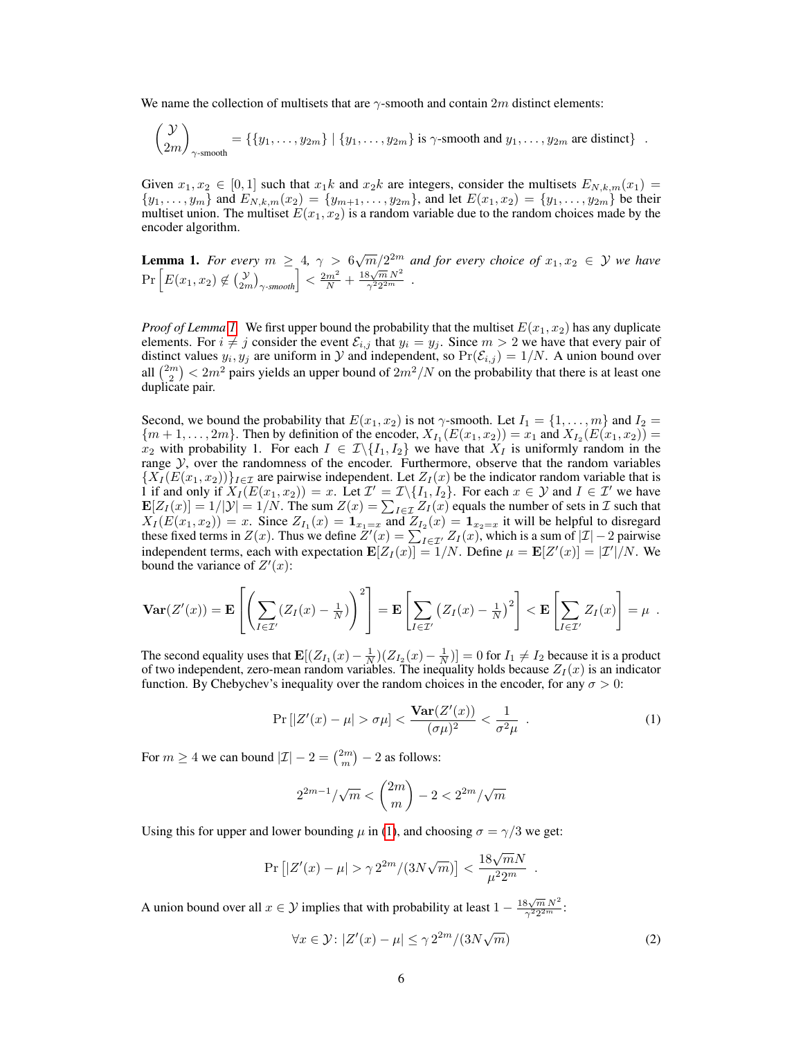We name the collection of multisets that are $\gamma$-smooth and contain $2m$ distinct elements:

$$\binom{\mathcal{Y}}{2m}_{\gamma\text{-smooth}} = \{\{y_1, \ldots, y_{2m}\} \mid \{y_1, \ldots, y_{2m}\} \text{ is } \gamma\text{-smooth and } y_1, \ldots, y_{2m} \text{ are distinct}\} \quad .$$

Given $x_1, x_2 \in [0, 1]$ such that $x_1 k$ and $x_2 k$ are integers, consider the multisets $E_{N,k,m}(x_1) = \{y_1, \ldots, y_m\}$ and $E_{N,k,m}(x_2) = \{y_{m+1}, \ldots, y_{2m}\}$, and let $E(x_1, x_2) = \{y_1, \ldots, y_{2m}\}$ be their multiset union. The multiset $E(x_1, x_2)$ is a random variable due to the random choices made by the encoder algorithm.

**Lemma 1.** *For every $m \geq 4$, $\gamma > 6\sqrt{m}/2^{2m}$ and for every choice of $x_1, x_2 \in \mathcal{Y}$ we have* $\Pr\left[E(x_1, x_2) \notin \binom{\mathcal{Y}}{2m}_{\gamma\text{-smooth}}\right] < \frac{2m^2}{N} + \frac{18\sqrt{m}\,N^2}{\gamma^2 2^{2m}}$ .

*Proof of Lemma 1.* We first upper bound the probability that the multiset $E(x_1, x_2)$ has any duplicate elements. For $i \neq j$ consider the event $\mathcal{E}_{i,j}$ that $y_i = y_j$. Since $m > 2$ we have that every pair of distinct values $y_i, y_j$ are uniform in $\mathcal{Y}$ and independent, so $\Pr(\mathcal{E}_{i,j}) = 1/N$. A union bound over all $\binom{2m}{2} < 2m^2$ pairs yields an upper bound of $2m^2/N$ on the probability that there is at least one duplicate pair.

Second, we bound the probability that $E(x_1, x_2)$ is not $\gamma$-smooth. Let $I_1 = \{1, \ldots, m\}$ and $I_2 = \{m+1, \ldots, 2m\}$. Then by definition of the encoder, $X_{I_1}(E(x_1, x_2)) = x_1$ and $X_{I_2}(E(x_1, x_2)) = x_2$ with probability 1. For each $I \in \mathcal{I}\backslash\{I_1, I_2\}$ we have that $X_I$ is uniformly random in the range $\mathcal{Y}$, over the randomness of the encoder. Furthermore, observe that the random variables $\{X_I(E(x_1, x_2))\}_{I \in \mathcal{I}}$ are pairwise independent. Let $Z_I(x)$ be the indicator random variable that is 1 if and only if $X_I(E(x_1, x_2)) = x$. Let $\mathcal{I}' = \mathcal{I}\backslash\{I_1, I_2\}$. For each $x \in \mathcal{Y}$ and $I \in \mathcal{I}'$ we have $\mathbf{E}[Z_I(x)] = 1/|\mathcal{Y}| = 1/N$. The sum $Z(x) = \sum_{I \in \mathcal{I}} Z_I(x)$ equals the number of sets in $\mathcal{I}$ such that $X_I(E(x_1, x_2)) = x$. Since $Z_{I_1}(x) = \mathbf{1}_{x_1 = x}$ and $Z_{I_2}(x) = \mathbf{1}_{x_2 = x}$ it will be helpful to disregard these fixed terms in $Z(x)$. Thus we define $Z'(x) = \sum_{I \in \mathcal{I}'} Z_I(x)$, which is a sum of $|\mathcal{I}| - 2$ pairwise independent terms, each with expectation $\mathbf{E}[Z_I(x)] = 1/N$. Define $\mu = \mathbf{E}[Z'(x)] = |\mathcal{I}'|/N$. We bound the variance of $Z'(x)$:

$$\mathbf{Var}(Z'(x)) = \mathbf{E}\left[\left(\sum_{I \in \mathcal{I}'} (Z_I(x) - \tfrac{1}{N})\right)^2\right] = \mathbf{E}\left[\sum_{I \in \mathcal{I}'} \left(Z_I(x) - \tfrac{1}{N}\right)^2\right] < \mathbf{E}\left[\sum_{I \in \mathcal{I}'} Z_I(x)\right] = \mu \quad .$$

The second equality uses that $\mathbf{E}[(Z_{I_1}(x) - \frac{1}{N})(Z_{I_2}(x) - \frac{1}{N})] = 0$ for $I_1 \neq I_2$ because it is a product of two independent, zero-mean random variables. The inequality holds because $Z_I(x)$ is an indicator function. By Chebychev's inequality over the random choices in the encoder, for any $\sigma > 0$:

$$\Pr\left[|Z'(x) - \mu| > \sigma\mu\right] < \frac{\mathbf{Var}(Z'(x))}{(\sigma\mu)^2} < \frac{1}{\sigma^2\mu} \quad . \tag{1}$$

For $m \geq 4$ we can bound $|\mathcal{I}| - 2 = \binom{2m}{m} - 2$ as follows:

$$2^{2m-1}/\sqrt{m} < \binom{2m}{m} - 2 < 2^{2m}/\sqrt{m}$$

Using this for upper and lower bounding $\mu$ in (1), and choosing $\sigma = \gamma/3$ we get:

$$\Pr\left[|Z'(x) - \mu| > \gamma\, 2^{2m}/(3N\sqrt{m})\right] < \frac{18\sqrt{m}N}{\mu^2 2^{2m}} \quad .$$

A union bound over all $x \in \mathcal{Y}$ implies that with probability at least $1 - \frac{18\sqrt{m}\,N^2}{\gamma^2 2^{2m}}$:

$$\forall x \in \mathcal{Y}\colon |Z'(x) - \mu| \leq \gamma\, 2^{2m}/(3N\sqrt{m}) \tag{2}$$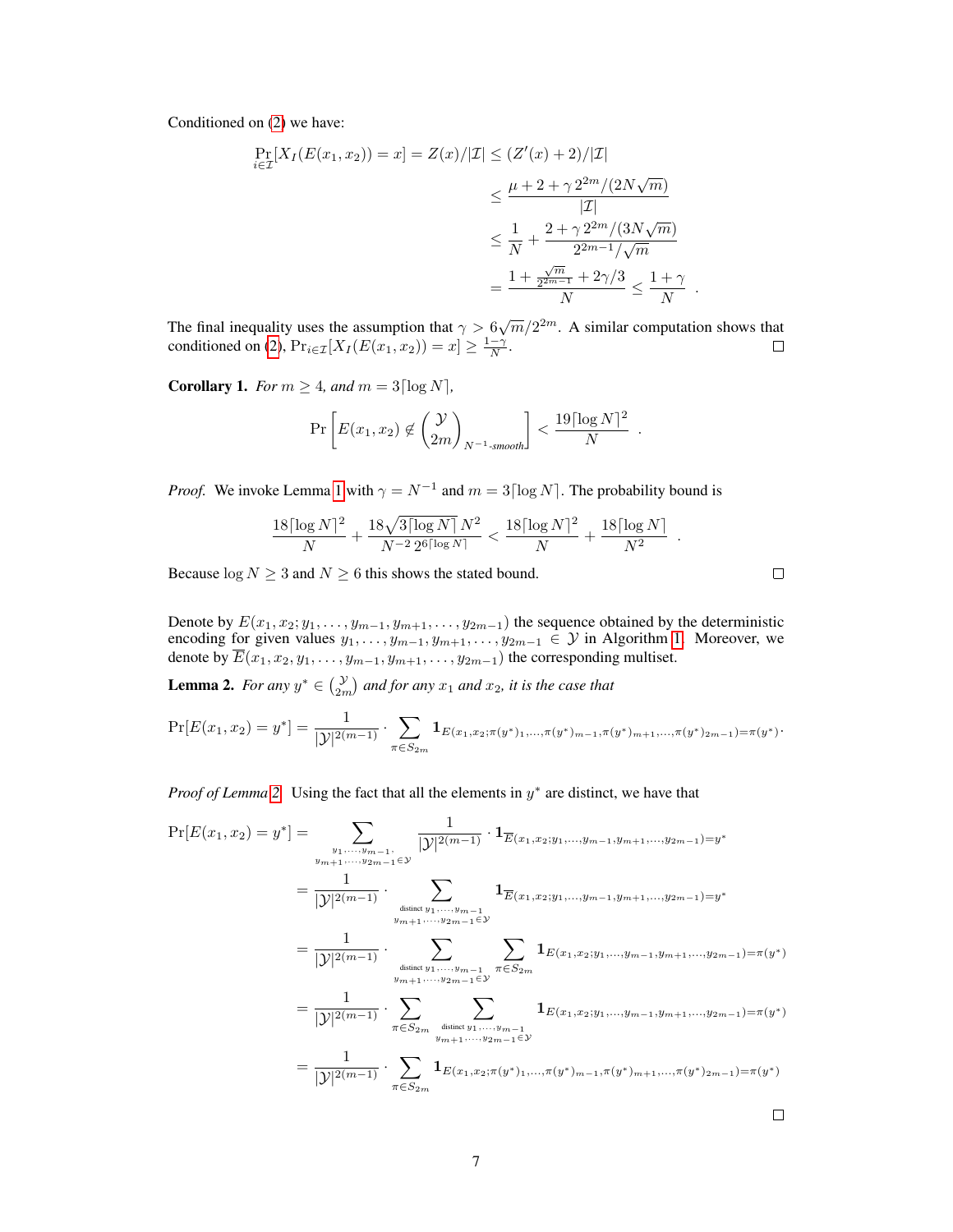Conditioned on (2) we have:

$$
\begin{aligned}
\Pr_{i \in \mathcal{I}}[X_I(E(x_1, x_2)) = x] = Z(x)/|\mathcal{I}| &\leq (Z'(x) + 2)/|\mathcal{I}| \\
&\leq \frac{\mu + 2 + \gamma\, 2^{2m}/(2N\sqrt{m})}{|\mathcal{I}|} \\
&\leq \frac{1}{N} + \frac{2 + \gamma\, 2^{2m}/(3N\sqrt{m})}{2^{2m-1}/\sqrt{m}} \\
&= \frac{1 + \frac{\sqrt{m}}{2^{2m-1}} + 2\gamma/3}{N} \leq \frac{1+\gamma}{N} \quad .
\end{aligned}
$$

The final inequality uses the assumption that $\gamma > 6\sqrt{m}/2^{2m}$. A similar computation shows that conditioned on (2), $\Pr_{i \in \mathcal{I}}[X_I(E(x_1, x_2)) = x] \geq \frac{1-\gamma}{N}$. □

**Corollary 1.** *For $m \geq 4$, and $m = 3\lceil \log N \rceil$,*

$$
\Pr\left[E(x_1, x_2) \notin \binom{\mathcal{Y}}{2m}_{N^{-1}\text{-smooth}}\right] < \frac{19\lceil \log N \rceil^2}{N} \quad .
$$

*Proof.* We invoke Lemma 1 with $\gamma = N^{-1}$ and $m = 3\lceil \log N \rceil$. The probability bound is

$$
\frac{18\lceil \log N \rceil^2}{N} + \frac{18\sqrt{3\lceil \log N \rceil}\, N^2}{N^{-2}\, 2^{6\lceil \log N \rceil}} < \frac{18\lceil \log N \rceil^2}{N} + \frac{18\lceil \log N \rceil}{N^2} \quad .
$$

Because $\log N \geq 3$ and $N \geq 6$ this shows the stated bound. □

Denote by $E(x_1, x_2; y_1, \ldots, y_{m-1}, y_{m+1}, \ldots, y_{2m-1})$ the sequence obtained by the deterministic encoding for given values $y_1, \ldots, y_{m-1}, y_{m+1}, \ldots, y_{2m-1} \in \mathcal{Y}$ in Algorithm 1. Moreover, we denote by $\overline{E}(x_1, x_2, y_1, \ldots, y_{m-1}, y_{m+1}, \ldots, y_{2m-1})$ the corresponding multiset.

**Lemma 2.** *For any $y^* \in \binom{\mathcal{Y}}{2m}$ and for any $x_1$ and $x_2$, it is the case that*

$$
\Pr[E(x_1, x_2) = y^*] = \frac{1}{|\mathcal{Y}|^{2(m-1)}} \cdot \sum_{\pi \in S_{2m}} \mathbf{1}_{E(x_1, x_2; \pi(y^*)_1, \ldots, \pi(y^*)_{m-1}, \pi(y^*)_{m+1}, \ldots, \pi(y^*)_{2m-1}) = \pi(y^*)} .
$$

*Proof of Lemma 2.* Using the fact that all the elements in $y^*$ are distinct, we have that

$$
\begin{aligned}
\Pr[E(x_1, x_2) = y^*] &= \sum_{\substack{y_1, \ldots, y_{m-1}, \\ y_{m+1}, \ldots, y_{2m-1} \in \mathcal{Y}}} \frac{1}{|\mathcal{Y}|^{2(m-1)}} \cdot \mathbf{1}_{\overline{E}(x_1, x_2; y_1, \ldots, y_{m-1}, y_{m+1}, \ldots, y_{2m-1}) = y^*} \\
&= \frac{1}{|\mathcal{Y}|^{2(m-1)}} \cdot \sum_{\substack{\text{distinct } y_1, \ldots, y_{m-1} \\ y_{m+1}, \ldots, y_{2m-1} \in \mathcal{Y}}} \mathbf{1}_{\overline{E}(x_1, x_2; y_1, \ldots, y_{m-1}, y_{m+1}, \ldots, y_{2m-1}) = y^*} \\
&= \frac{1}{|\mathcal{Y}|^{2(m-1)}} \cdot \sum_{\substack{\text{distinct } y_1, \ldots, y_{m-1} \\ y_{m+1}, \ldots, y_{2m-1} \in \mathcal{Y}}} \sum_{\pi \in S_{2m}} \mathbf{1}_{E(x_1, x_2; y_1, \ldots, y_{m-1}, y_{m+1}, \ldots, y_{2m-1}) = \pi(y^*)} \\
&= \frac{1}{|\mathcal{Y}|^{2(m-1)}} \cdot \sum_{\pi \in S_{2m}} \sum_{\substack{\text{distinct } y_1, \ldots, y_{m-1} \\ y_{m+1}, \ldots, y_{2m-1} \in \mathcal{Y}}} \mathbf{1}_{E(x_1, x_2; y_1, \ldots, y_{m-1}, y_{m+1}, \ldots, y_{2m-1}) = \pi(y^*)} \\
&= \frac{1}{|\mathcal{Y}|^{2(m-1)}} \cdot \sum_{\pi \in S_{2m}} \mathbf{1}_{E(x_1, x_2; \pi(y^*)_1, \ldots, \pi(y^*)_{m-1}, \pi(y^*)_{m+1}, \ldots, \pi(y^*)_{2m-1}) = \pi(y^*)}
\end{aligned}
$$

□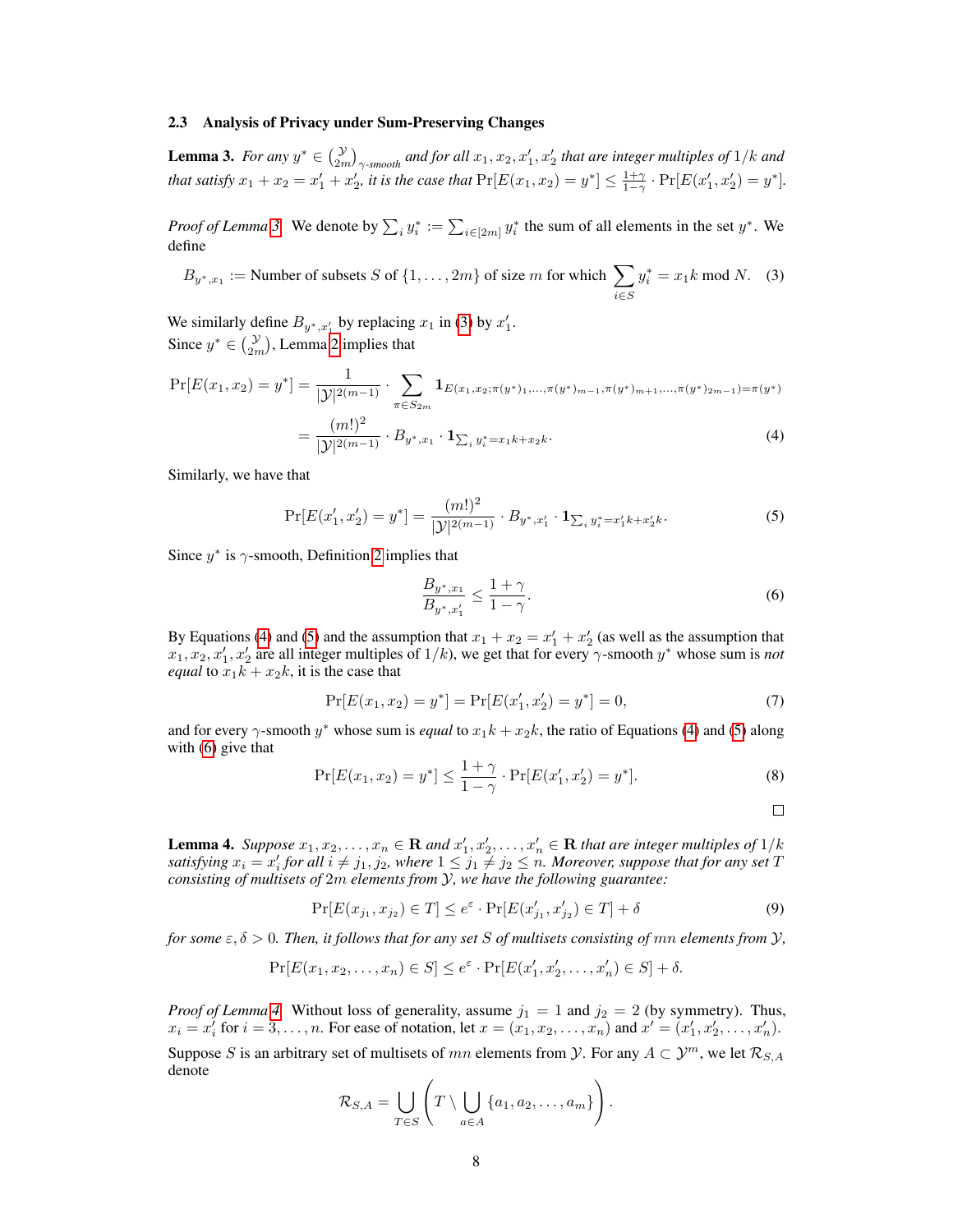### 2.3 Analysis of Privacy under Sum-Preserving Changes

**Lemma 3.** *For any $y^* \in \binom{\mathcal{Y}}{2m}_{\gamma\text{-smooth}}$ and for all $x_1, x_2, x_1', x_2'$ that are integer multiples of $1/k$ and that satisfy $x_1 + x_2 = x_1' + x_2'$, it is the case that $\Pr[E(x_1, x_2) = y^*] \le \frac{1+\gamma}{1-\gamma} \cdot \Pr[E(x_1', x_2') = y^*]$.*

*Proof of Lemma 3.* We denote by $\sum_i y_i^* := \sum_{i \in [2m]} y_i^*$ the sum of all elements in the set $y^*$. We define

$$B_{y^*, x_1} := \text{Number of subsets } S \text{ of } \{1, \dots, 2m\} \text{ of size } m \text{ for which } \sum_{i \in S} y_i^* = x_1 k \bmod N. \quad (3)$$

We similarly define $B_{y^*, x_1'}$ by replacing $x_1$ in (3) by $x_1'$.
Since $y^* \in \binom{\mathcal{Y}}{2m}$, Lemma 2 implies that

$$\begin{aligned}
\Pr[E(x_1, x_2) = y^*] &= \frac{1}{|\mathcal{Y}|^{2(m-1)}} \cdot \sum_{\pi \in S_{2m}} \mathbf{1}_{E(x_1, x_2; \pi(y^*)_1, \dots, \pi(y^*)_{m-1}, \pi(y^*)_{m+1}, \dots, \pi(y^*)_{2m-1}) = \pi(y^*)} \\
&= \frac{(m!)^2}{|\mathcal{Y}|^{2(m-1)}} \cdot B_{y^*, x_1} \cdot \mathbf{1}_{\sum_i y_i^* = x_1 k + x_2 k}. \quad (4)
\end{aligned}$$

Similarly, we have that

$$\Pr[E(x_1', x_2') = y^*] = \frac{(m!)^2}{|\mathcal{Y}|^{2(m-1)}} \cdot B_{y^*, x_1'} \cdot \mathbf{1}_{\sum_i y_i^* = x_1' k + x_2' k}. \quad (5)$$

Since $y^*$ is $\gamma$-smooth, Definition 2 implies that

$$\frac{B_{y^*, x_1}}{B_{y^*, x_1'}} \le \frac{1+\gamma}{1-\gamma}. \quad (6)$$

By Equations (4) and (5) and the assumption that $x_1 + x_2 = x_1' + x_2'$ (as well as the assumption that $x_1, x_2, x_1', x_2'$ are all integer multiples of $1/k$), we get that for every $\gamma$-smooth $y^*$ whose sum is *not equal* to $x_1 k + x_2 k$, it is the case that

$$\Pr[E(x_1, x_2) = y^*] = \Pr[E(x_1', x_2') = y^*] = 0, \quad (7)$$

and for every $\gamma$-smooth $y^*$ whose sum is *equal* to $x_1 k + x_2 k$, the ratio of Equations (4) and (5) along with (6) give that

$$\Pr[E(x_1, x_2) = y^*] \le \frac{1+\gamma}{1-\gamma} \cdot \Pr[E(x_1', x_2') = y^*]. \quad (8)$$

□

**Lemma 4.** *Suppose $x_1, x_2, \dots, x_n \in \mathbf{R}$ and $x_1', x_2', \dots, x_n' \in \mathbf{R}$ that are integer multiples of $1/k$ satisfying $x_i = x_i'$ for all $i \ne j_1, j_2$, where $1 \le j_1 \ne j_2 \le n$. Moreover, suppose that for any set $T$ consisting of multisets of $2m$ elements from $\mathcal{Y}$, we have the following guarantee:*

$$\Pr[E(x_{j_1}, x_{j_2}) \in T] \le e^{\varepsilon} \cdot \Pr[E(x_{j_1}', x_{j_2}') \in T] + \delta \quad (9)$$

*for some $\varepsilon, \delta > 0$. Then, it follows that for any set $S$ of multisets consisting of $mn$ elements from $\mathcal{Y}$,*

$$\Pr[E(x_1, x_2, \dots, x_n) \in S] \le e^{\varepsilon} \cdot \Pr[E(x_1', x_2', \dots, x_n') \in S] + \delta.$$

*Proof of Lemma 4.* Without loss of generality, assume $j_1 = 1$ and $j_2 = 2$ (by symmetry). Thus, $x_i = x_i'$ for $i = 3, \dots, n$. For ease of notation, let $x = (x_1, x_2, \dots, x_n)$ and $x' = (x_1', x_2', \dots, x_n')$.
Suppose $S$ is an arbitrary set of multisets of $mn$ elements from $\mathcal{Y}$. For any $A \subset \mathcal{Y}^m$, we let $\mathcal{R}_{S,A}$ denote

$$\mathcal{R}_{S,A} = \bigcup_{T \in S} \left( T \setminus \bigcup_{a \in A} \{a_1, a_2, \dots, a_m\} \right).$$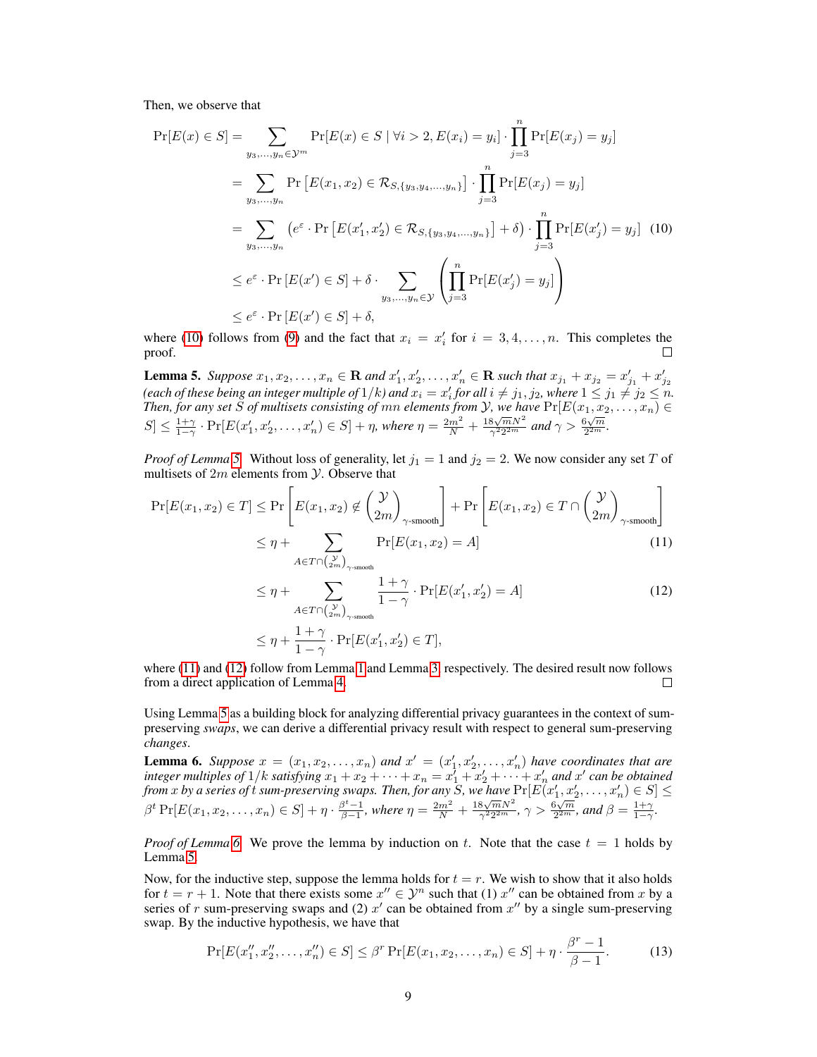Then, we observe that

$$
\begin{aligned}
\Pr[E(x) \in S] &= \sum_{y_3,\ldots,y_n \in \mathcal{Y}^m} \Pr[E(x) \in S \mid \forall i > 2, E(x_i) = y_i] \cdot \prod_{j=3}^{n} \Pr[E(x_j) = y_j] \\
&= \sum_{y_3,\ldots,y_n} \Pr\left[E(x_1, x_2) \in \mathcal{R}_{S,\{y_3,y_4,\ldots,y_n\}}\right] \cdot \prod_{j=3}^{n} \Pr[E(x_j) = y_j] \\
&= \sum_{y_3,\ldots,y_n} \left(e^{\varepsilon} \cdot \Pr\left[E(x'_1, x'_2) \in \mathcal{R}_{S,\{y_3,y_4,\ldots,y_n\}}\right] + \delta\right) \cdot \prod_{j=3}^{n} \Pr[E(x'_j) = y_j] \quad (10) \\
&\le e^{\varepsilon} \cdot \Pr\left[E(x') \in S\right] + \delta \cdot \sum_{y_3,\ldots,y_n \in \mathcal{Y}} \left( \prod_{j=3}^{n} \Pr[E(x'_j) = y_j] \right) \\
&\le e^{\varepsilon} \cdot \Pr\left[E(x') \in S\right] + \delta,
\end{aligned}
$$

where (10) follows from (9) and the fact that $x_i = x'_i$ for $i = 3, 4, \ldots, n$. This completes the proof. □

**Lemma 5.** *Suppose $x_1, x_2, \ldots, x_n \in \mathbf{R}$ and $x'_1, x'_2, \ldots, x'_n \in \mathbf{R}$ such that $x_{j_1} + x_{j_2} = x'_{j_1} + x'_{j_2}$ (each of these being an integer multiple of $1/k$) and $x_i = x'_i$ for all $i \neq j_1, j_2$, where $1 \le j_1 \neq j_2 \le n$. Then, for any set $S$ of multisets consisting of $mn$ elements from $\mathcal{Y}$, we have $\Pr[E(x_1, x_2, \ldots, x_n) \in S] \le \frac{1+\gamma}{1-\gamma} \cdot \Pr[E(x'_1, x'_2, \ldots, x'_n) \in S] + \eta$, where $\eta = \frac{2m^2}{N} + \frac{18\sqrt{m}N^2}{\gamma^2 2^{2m}}$ and $\gamma > \frac{6\sqrt{m}}{2^{2m}}$.*

*Proof of Lemma 5.* Without loss of generality, let $j_1 = 1$ and $j_2 = 2$. We now consider any set $T$ of multisets of $2m$ elements from $\mathcal{Y}$. Observe that

$$
\begin{aligned}
\Pr[E(x_1, x_2) \in T] &\le \Pr\left[E(x_1, x_2) \notin \binom{\mathcal{Y}}{2m}_{\gamma\text{-smooth}}\right] + \Pr\left[E(x_1, x_2) \in T \cap \binom{\mathcal{Y}}{2m}_{\gamma\text{-smooth}}\right] \\
&\le \eta + \sum_{A \in T \cap \binom{\mathcal{Y}}{2m}_{\gamma\text{-smooth}}} \Pr[E(x_1, x_2) = A] \quad (11) \\
&\le \eta + \sum_{A \in T \cap \binom{\mathcal{Y}}{2m}_{\gamma\text{-smooth}}} \frac{1+\gamma}{1-\gamma} \cdot \Pr[E(x'_1, x'_2) = A] \quad (12) \\
&\le \eta + \frac{1+\gamma}{1-\gamma} \cdot \Pr[E(x'_1, x'_2) \in T],
\end{aligned}
$$

where (11) and (12) follow from Lemma 1 and Lemma 3, respectively. The desired result now follows from a direct application of Lemma 4. □

Using Lemma 5 as a building block for analyzing differential privacy guarantees in the context of sum-preserving *swaps*, we can derive a differential privacy result with respect to general sum-preserving *changes*.

**Lemma 6.** *Suppose $x = (x_1, x_2, \ldots, x_n)$ and $x' = (x'_1, x'_2, \ldots, x'_n)$ have coordinates that are integer multiples of $1/k$ satisfying $x_1 + x_2 + \cdots + x_n = x'_1 + x'_2 + \cdots + x'_n$ and $x'$ can be obtained from $x$ by a series of $t$ sum-preserving swaps. Then, for any set $S$, we have $\Pr[E(x'_1, x'_2, \ldots, x'_n) \in S] \le \beta^t \Pr[E(x_1, x_2, \ldots, x_n) \in S] + \eta \cdot \frac{\beta^t - 1}{\beta - 1}$, where $\eta = \frac{2m^2}{N} + \frac{18\sqrt{m}N^2}{\gamma^2 2^{2m}}$, $\gamma > \frac{6\sqrt{m}}{2^{2m}}$, and $\beta = \frac{1+\gamma}{1-\gamma}$.*

*Proof of Lemma 6.* We prove the lemma by induction on $t$. Note that the case $t = 1$ holds by Lemma 5.

Now, for the inductive step, suppose the lemma holds for $t = r$. We wish to show that it also holds for $t = r + 1$. Note that there exists some $x'' \in \mathcal{Y}^n$ such that (1) $x''$ can be obtained from $x$ by a series of $r$ sum-preserving swaps and (2) $x'$ can be obtained from $x''$ by a single sum-preserving swap. By the inductive hypothesis, we have that

$$
\Pr[E(x''_1, x''_2, \ldots, x''_n) \in S] \le \beta^r \Pr[E(x_1, x_2, \ldots, x_n) \in S] + \eta \cdot \frac{\beta^r - 1}{\beta - 1}. \quad (13)
$$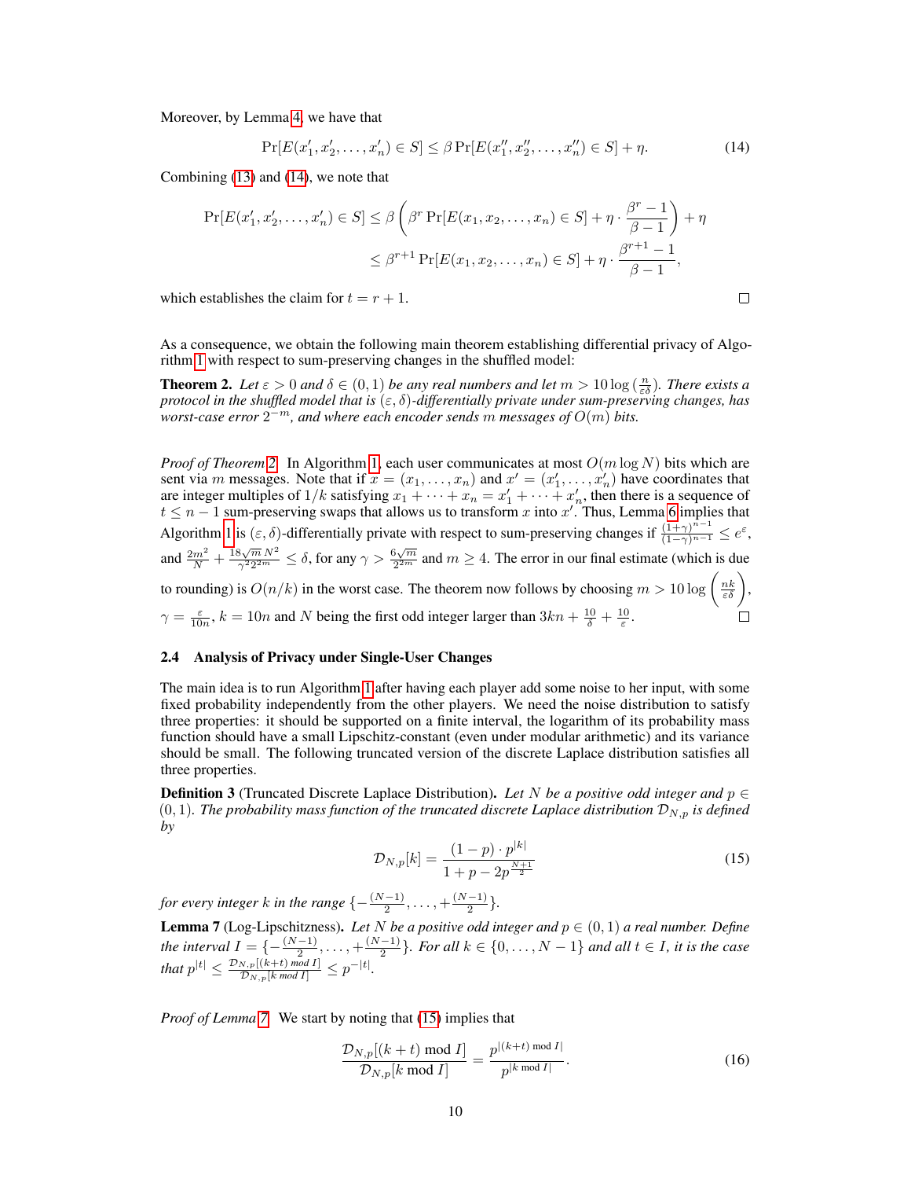Moreover, by Lemma 4, we have that

$$\Pr[E(x'_1, x'_2, \ldots, x'_n) \in S] \leq \beta \Pr[E(x''_1, x''_2, \ldots, x''_n) \in S] + \eta. \tag{14}$$

Combining (13) and (14), we note that

$$\begin{aligned}
\Pr[E(x'_1, x'_2, \ldots, x'_n) \in S] &\leq \beta \left( \beta^r \Pr[E(x_1, x_2, \ldots, x_n) \in S] + \eta \cdot \frac{\beta^r - 1}{\beta - 1} \right) + \eta \\
&\leq \beta^{r+1} \Pr[E(x_1, x_2, \ldots, x_n) \in S] + \eta \cdot \frac{\beta^{r+1} - 1}{\beta - 1},
\end{aligned}$$

which establishes the claim for $t = r + 1$. □

As a consequence, we obtain the following main theorem establishing differential privacy of Algorithm 1 with respect to sum-preserving changes in the shuffled model:

**Theorem 2.** *Let $\varepsilon > 0$ and $\delta \in (0, 1)$ be any real numbers and let $m > 10 \log(\frac{n}{\varepsilon\delta})$. There exists a protocol in the shuffled model that is $(\varepsilon, \delta)$-differentially private under sum-preserving changes, has worst-case error $2^{-m}$, and where each encoder sends $m$ messages of $O(m)$ bits.*

*Proof of Theorem 2.* In Algorithm 1, each user communicates at most $O(m \log N)$ bits which are sent via $m$ messages. Note that if $x = (x_1, \ldots, x_n)$ and $x' = (x'_1, \ldots, x'_n)$ have coordinates that are integer multiples of $1/k$ satisfying $x_1 + \cdots + x_n = x'_1 + \cdots + x'_n$, then there is a sequence of $t \leq n - 1$ sum-preserving swaps that allows us to transform $x$ into $x'$. Thus, Lemma 6 implies that Algorithm 1 is $(\varepsilon, \delta)$-differentially private with respect to sum-preserving changes if $\frac{(1+\gamma)^{n-1}}{(1-\gamma)^{n-1}} \leq e^{\varepsilon}$, and $\frac{2m^2}{N} + \frac{18\sqrt{m}N^2}{\gamma^2 2^{2m}} \leq \delta$, for any $\gamma > \frac{6\sqrt{m}}{2^{2m}}$ and $m \geq 4$. The error in our final estimate (which is due to rounding) is $O(n/k)$ in the worst case. The theorem now follows by choosing $m > 10 \log\left(\frac{nk}{\varepsilon\delta}\right)$, $\gamma = \frac{\varepsilon}{10n}$, $k = 10n$ and $N$ being the first odd integer larger than $3kn + \frac{10}{\delta} + \frac{10}{\varepsilon}$. □

### 2.4 Analysis of Privacy under Single-User Changes

The main idea is to run Algorithm 1 after having each player add some noise to her input, with some fixed probability independently from the other players. We need the noise distribution to satisfy three properties: it should be supported on a finite interval, the logarithm of its probability mass function should have a small Lipschitz-constant (even under modular arithmetic) and its variance should be small. The following truncated version of the discrete Laplace distribution satisfies all three properties.

**Definition 3** (Truncated Discrete Laplace Distribution)**.** *Let $N$ be a positive odd integer and $p \in (0, 1)$. The probability mass function of the truncated discrete Laplace distribution $\mathcal{D}_{N,p}$ is defined by*

$$\mathcal{D}_{N,p}[k] = \frac{(1-p) \cdot p^{|k|}}{1 + p - 2p^{\frac{N+1}{2}}} \tag{15}$$

*for every integer $k$ in the range $\{-\frac{(N-1)}{2}, \ldots, +\frac{(N-1)}{2}\}$.*

**Lemma 7** (Log-Lipschitzness)**.** *Let $N$ be a positive odd integer and $p \in (0, 1)$ a real number. Define the interval $I = \{-\frac{(N-1)}{2}, \ldots, +\frac{(N-1)}{2}\}$. For all $k \in \{0, \ldots, N-1\}$ and all $t \in I$, it is the case that $p^{|t|} \leq \frac{\mathcal{D}_{N,p}[(k+t) \bmod I]}{\mathcal{D}_{N,p}[k \bmod I]} \leq p^{-|t|}$.*

*Proof of Lemma 7.* We start by noting that (15) implies that

$$\frac{\mathcal{D}_{N,p}[(k+t) \bmod I]}{\mathcal{D}_{N,p}[k \bmod I]} = \frac{p^{|(k+t) \bmod I|}}{p^{|k \bmod I|}}. \tag{16}$$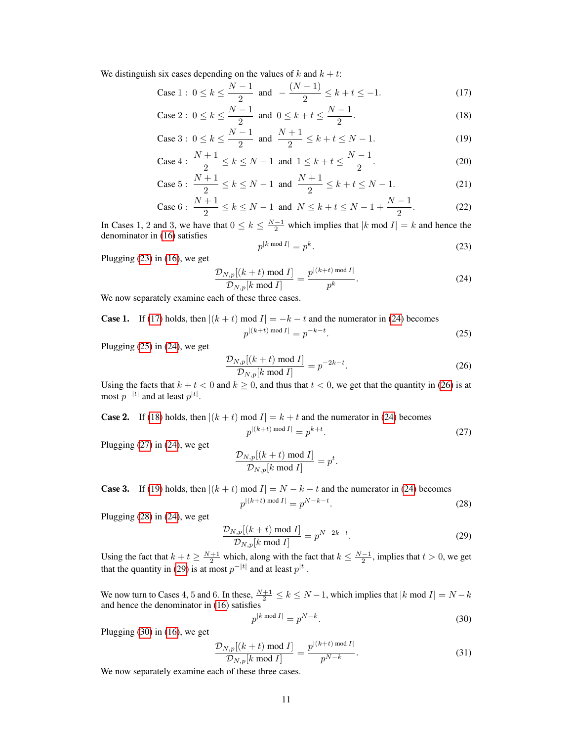We distinguish six cases depending on the values of $k$ and $k+t$:

$$\text{Case 1}: \ 0 \le k \le \frac{N-1}{2} \ \text{ and } \ -\frac{(N-1)}{2} \le k+t \le -1. \tag{17}$$

$$\text{Case 2}: \ 0 \le k \le \frac{N-1}{2} \ \text{ and } \ 0 \le k+t \le \frac{N-1}{2}. \tag{18}$$

$$\text{Case 3}: \ 0 \le k \le \frac{N-1}{2} \ \text{ and } \ \frac{N+1}{2} \le k+t \le N-1. \tag{19}$$

$$\text{Case 4}: \ \frac{N+1}{2} \le k \le N-1 \ \text{ and } \ 1 \le k+t \le \frac{N-1}{2}. \tag{20}$$

$$\text{Case 5}: \ \frac{N+1}{2} \le k \le N-1 \ \text{ and } \ \frac{N+1}{2} \le k+t \le N-1. \tag{21}$$

$$\text{Case 6}: \ \frac{N+1}{2} \le k \le N-1 \ \text{ and } \ N \le k+t \le N-1+\frac{N-1}{2}. \tag{22}$$

In Cases 1, 2 and 3, we have that $0 \le k \le \frac{N-1}{2}$ which implies that $|k \bmod I| = k$ and hence the denominator in (16) satisfies

$$p^{|k \bmod I|} = p^k. \tag{23}$$

Plugging (23) in (16), we get

$$\frac{\mathcal{D}_{N,p}[(k+t) \bmod I]}{\mathcal{D}_{N,p}[k \bmod I]} = \frac{p^{|(k+t) \bmod I|}}{p^k}. \tag{24}$$

We now separately examine each of these three cases.

**Case 1.** If (17) holds, then $|(k+t) \bmod I| = -k-t$ and the numerator in (24) becomes

$$p^{|(k+t) \bmod I|} = p^{-k-t}. \tag{25}$$

Plugging (25) in (24), we get

$$\frac{\mathcal{D}_{N,p}[(k+t) \bmod I]}{\mathcal{D}_{N,p}[k \bmod I]} = p^{-2k-t}. \tag{26}$$

Using the facts that $k+t<0$ and $k \ge 0$, and thus that $t<0$, we get that the quantity in (26) is at most $p^{-|t|}$ and at least $p^{|t|}$.

**Case 2.** If (18) holds, then $|(k+t) \bmod I| = k+t$ and the numerator in (24) becomes

$$p^{|(k+t) \bmod I|} = p^{k+t}. \tag{27}$$

Plugging (27) in (24), we get

$$\frac{\mathcal{D}_{N,p}[(k+t) \bmod I]}{\mathcal{D}_{N,p}[k \bmod I]} = p^{t}.$$

**Case 3.** If (19) holds, then $|(k+t) \bmod I| = N-k-t$ and the numerator in (24) becomes

$$p^{|(k+t) \bmod I|} = p^{N-k-t}. \tag{28}$$

Plugging (28) in (24), we get

$$\frac{\mathcal{D}_{N,p}[(k+t) \bmod I]}{\mathcal{D}_{N,p}[k \bmod I]} = p^{N-2k-t}. \tag{29}$$

Using the fact that $k+t \ge \frac{N+1}{2}$ which, along with the fact that $k \le \frac{N-1}{2}$, implies that $t>0$, we get that the quantity in (29) is at most $p^{-|t|}$ and at least $p^{|t|}$.

We now turn to Cases 4, 5 and 6. In these, $\frac{N+1}{2} \le k \le N-1$, which implies that $|k \bmod I| = N-k$ and hence the denominator in (16) satisfies

$$p^{|k \bmod I|} = p^{N-k}. \tag{30}$$

Plugging (30) in (16), we get

$$\frac{\mathcal{D}_{N,p}[(k+t) \bmod I]}{\mathcal{D}_{N,p}[k \bmod I]} = \frac{p^{|(k+t) \bmod I|}}{p^{N-k}}. \tag{31}$$

We now separately examine each of these three cases.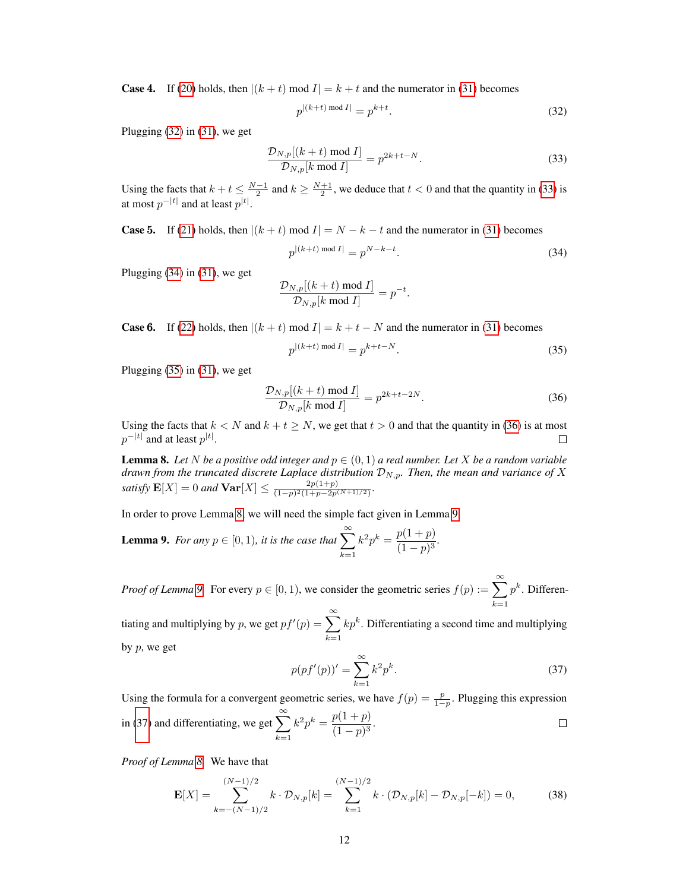**Case 4.** If (20) holds, then $|(k+t) \bmod I| = k+t$ and the numerator in (31) becomes

$$p^{|(k+t) \bmod I|} = p^{k+t}. \tag{32}$$

Plugging (32) in (31), we get

$$\frac{\mathcal{D}_{N,p}[(k+t) \bmod I]}{\mathcal{D}_{N,p}[k \bmod I]} = p^{2k+t-N}. \tag{33}$$

Using the facts that $k+t \leq \frac{N-1}{2}$ and $k \geq \frac{N+1}{2}$, we deduce that $t < 0$ and that the quantity in (33) is at most $p^{-|t|}$ and at least $p^{|t|}$.

**Case 5.** If (21) holds, then $|(k+t) \bmod I| = N-k-t$ and the numerator in (31) becomes

$$p^{|(k+t) \bmod I|} = p^{N-k-t}. \tag{34}$$

Plugging (34) in (31), we get

$$\frac{\mathcal{D}_{N,p}[(k+t) \bmod I]}{\mathcal{D}_{N,p}[k \bmod I]} = p^{-t}.$$

**Case 6.** If (22) holds, then $|(k+t) \bmod I| = k+t-N$ and the numerator in (31) becomes

$$p^{|(k+t) \bmod I|} = p^{k+t-N}. \tag{35}$$

Plugging (35) in (31), we get

$$\frac{\mathcal{D}_{N,p}[(k+t) \bmod I]}{\mathcal{D}_{N,p}[k \bmod I]} = p^{2k+t-2N}. \tag{36}$$

Using the facts that $k < N$ and $k+t \geq N$, we get that $t > 0$ and that the quantity in (36) is at most $p^{-|t|}$ and at least $p^{|t|}$. □

**Lemma 8.** *Let $N$ be a positive odd integer and $p \in (0,1)$ a real number. Let $X$ be a random variable drawn from the truncated discrete Laplace distribution $\mathcal{D}_{N,p}$. Then, the mean and variance of $X$ satisfy $\mathbf{E}[X] = 0$ and $\mathbf{Var}[X] \leq \frac{2p(1+p)}{(1-p)^2(1+p-2p^{(N+1)/2})}$.*

In order to prove Lemma 8, we will need the simple fact given in Lemma 9.

**Lemma 9.** *For any $p \in [0,1)$, it is the case that $\displaystyle\sum_{k=1}^{\infty} k^2 p^k = \frac{p(1+p)}{(1-p)^3}$.*

*Proof of Lemma 9.* For every $p \in [0,1)$, we consider the geometric series $f(p) := \displaystyle\sum_{k=1}^{\infty} p^k$. Differentiating and multiplying by $p$, we get $pf'(p) = \displaystyle\sum_{k=1}^{\infty} kp^k$. Differentiating a second time and multiplying by $p$, we get

$$p(pf'(p))' = \sum_{k=1}^{\infty} k^2 p^k. \tag{37}$$

Using the formula for a convergent geometric series, we have $f(p) = \frac{p}{1-p}$. Plugging this expression in (37) and differentiating, we get $\displaystyle\sum_{k=1}^{\infty} k^2 p^k = \frac{p(1+p)}{(1-p)^3}$. □

*Proof of Lemma 8.* We have that

$$\mathbf{E}[X] = \sum_{k=-(N-1)/2}^{(N-1)/2} k \cdot \mathcal{D}_{N,p}[k] = \sum_{k=1}^{(N-1)/2} k \cdot (\mathcal{D}_{N,p}[k] - \mathcal{D}_{N,p}[-k]) = 0, \tag{38}$$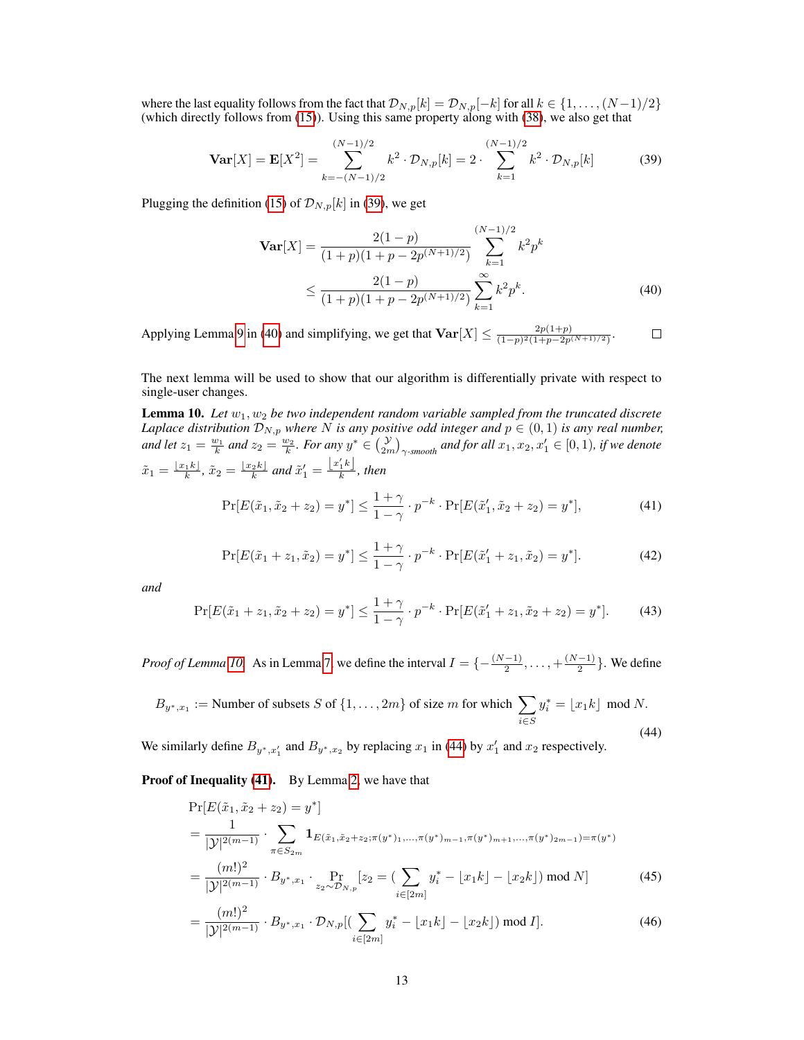where the last equality follows from the fact that $\mathcal{D}_{N,p}[k] = \mathcal{D}_{N,p}[-k]$ for all $k \in \{1, \ldots, (N-1)/2\}$ (which directly follows from (15)). Using this same property along with (38), we also get that

$$\mathbf{Var}[X] = \mathbf{E}[X^2] = \sum_{k=-(N-1)/2}^{(N-1)/2} k^2 \cdot \mathcal{D}_{N,p}[k] = 2 \cdot \sum_{k=1}^{(N-1)/2} k^2 \cdot \mathcal{D}_{N,p}[k] \tag{39}$$

Plugging the definition (15) of $\mathcal{D}_{N,p}[k]$ in (39), we get

$$\begin{aligned}\mathbf{Var}[X] &= \frac{2(1-p)}{(1+p)(1+p-2p^{(N+1)/2})} \sum_{k=1}^{(N-1)/2} k^2 p^k \\ &\leq \frac{2(1-p)}{(1+p)(1+p-2p^{(N+1)/2})} \sum_{k=1}^{\infty} k^2 p^k. \end{aligned} \tag{40}$$

Applying Lemma 9 in (40) and simplifying, we get that $\mathbf{Var}[X] \leq \frac{2p(1+p)}{(1-p)^2(1+p-2p^{(N+1)/2})}$. □

The next lemma will be used to show that our algorithm is differentially private with respect to single-user changes.

**Lemma 10.** *Let $w_1, w_2$ be two independent random variable sampled from the truncated discrete Laplace distribution $\mathcal{D}_{N,p}$ where $N$ is any positive odd integer and $p \in (0,1)$ is any real number, and let $z_1 = \frac{w_1}{k}$ and $z_2 = \frac{w_2}{k}$. For any $y^* \in \binom{\mathcal{Y}}{2m}_{\gamma\text{-smooth}}$ and for all $x_1, x_2, x_1' \in [0,1)$, if we denote $\tilde{x}_1 = \frac{\lfloor x_1 k \rfloor}{k}$, $\tilde{x}_2 = \frac{\lfloor x_2 k \rfloor}{k}$ and $\tilde{x}_1' = \frac{\lfloor x_1' k \rfloor}{k}$, then*

$$\Pr[E(\tilde{x}_1, \tilde{x}_2 + z_2) = y^*] \leq \frac{1+\gamma}{1-\gamma} \cdot p^{-k} \cdot \Pr[E(\tilde{x}_1', \tilde{x}_2 + z_2) = y^*], \tag{41}$$

$$\Pr[E(\tilde{x}_1 + z_1, \tilde{x}_2) = y^*] \leq \frac{1+\gamma}{1-\gamma} \cdot p^{-k} \cdot \Pr[E(\tilde{x}_1' + z_1, \tilde{x}_2) = y^*]. \tag{42}$$

*and*

$$\Pr[E(\tilde{x}_1 + z_1, \tilde{x}_2 + z_2) = y^*] \leq \frac{1+\gamma}{1-\gamma} \cdot p^{-k} \cdot \Pr[E(\tilde{x}_1' + z_1, \tilde{x}_2 + z_2) = y^*]. \tag{43}$$

*Proof of Lemma 10.* As in Lemma 7, we define the interval $I = \{-\frac{(N-1)}{2}, \ldots, +\frac{(N-1)}{2}\}$. We define

$$B_{y^*,x_1} := \text{Number of subsets } S \text{ of } \{1, \ldots, 2m\} \text{ of size } m \text{ for which } \sum_{i \in S} y_i^* = \lfloor x_1 k \rfloor \mod N. \tag{44}$$

We similarly define $B_{y^*,x_1'}$ and $B_{y^*,x_2}$ by replacing $x_1$ in (44) by $x_1'$ and $x_2$ respectively.

**Proof of Inequality (41).** By Lemma 2, we have that

$$\begin{aligned}
&\Pr[E(\tilde{x}_1, \tilde{x}_2 + z_2) = y^*] \\
&= \frac{1}{|\mathcal{Y}|^{2(m-1)}} \cdot \sum_{\pi \in S_{2m}} \mathbf{1}_{E(\tilde{x}_1, \tilde{x}_2 + z_2; \pi(y^*)_1, \ldots, \pi(y^*)_{m-1}, \pi(y^*)_{m+1}, \ldots, \pi(y^*)_{2m-1}) = \pi(y^*)} \\
&= \frac{(m!)^2}{|\mathcal{Y}|^{2(m-1)}} \cdot B_{y^*,x_1} \cdot \Pr_{z_2 \sim \mathcal{D}_{N,p}}[z_2 = (\sum_{i \in [2m]} y_i^* - \lfloor x_1 k \rfloor - \lfloor x_2 k \rfloor) \bmod N] \qquad (45) \\
&= \frac{(m!)^2}{|\mathcal{Y}|^{2(m-1)}} \cdot B_{y^*,x_1} \cdot \mathcal{D}_{N,p}[(\sum_{i \in [2m]} y_i^* - \lfloor x_1 k \rfloor - \lfloor x_2 k \rfloor) \bmod I]. \qquad (46)
\end{aligned}$$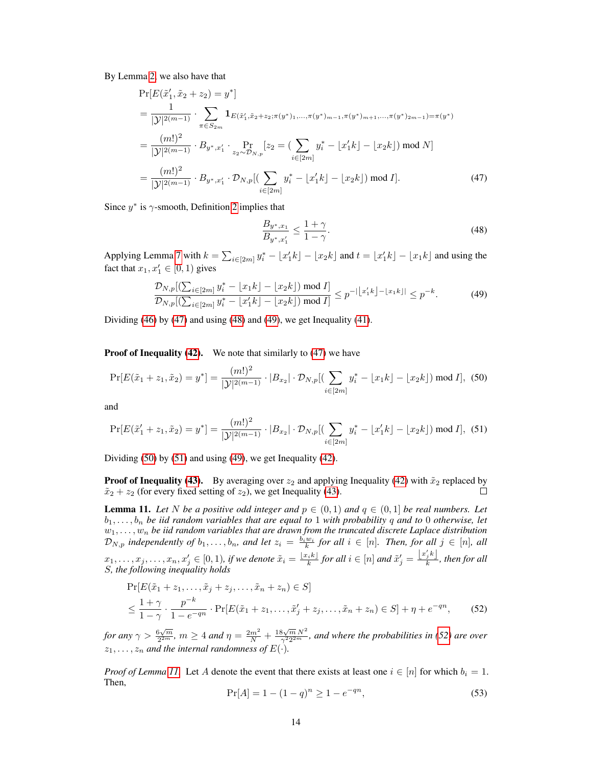By Lemma 2, we also have that

$$
\begin{aligned}
&\Pr[E(\tilde{x}_1', \tilde{x}_2 + z_2) = y^*] \\
&= \frac{1}{|\mathcal{Y}|^{2(m-1)}} \cdot \sum_{\pi \in S_{2m}} \mathbf{1}_{E(\tilde{x}_1', \tilde{x}_2 + z_2; \pi(y^*)_1, \ldots, \pi(y^*)_{m-1}, \pi(y^*)_{m+1}, \ldots, \pi(y^*)_{2m-1}) = \pi(y^*)} \\
&= \frac{(m!)^2}{|\mathcal{Y}|^{2(m-1)}} \cdot B_{y^*, x_1'} \cdot \Pr_{z_2 \sim \mathcal{D}_{N,p}}[z_2 = (\sum_{i \in [2m]} y_i^* - \lfloor x_1' k \rfloor - \lfloor x_2 k \rfloor) \bmod N] \\
&= \frac{(m!)^2}{|\mathcal{Y}|^{2(m-1)}} \cdot B_{y^*, x_1'} \cdot \mathcal{D}_{N,p}[(\sum_{i \in [2m]} y_i^* - \lfloor x_1' k \rfloor - \lfloor x_2 k \rfloor) \bmod I]. \qquad (47)
\end{aligned}
$$

Since $y^*$ is $\gamma$-smooth, Definition 2 implies that

$$
\frac{B_{y^*, x_1}}{B_{y^*, x_1'}} \leq \frac{1+\gamma}{1-\gamma}. \qquad (48)
$$

Applying Lemma 7 with $k = \sum_{i \in [2m]} y_i^* - \lfloor x_1' k \rfloor - \lfloor x_2 k \rfloor$ and $t = \lfloor x_1' k \rfloor - \lfloor x_1 k \rfloor$ and using the fact that $x_1, x_1' \in [0, 1)$ gives

$$
\frac{\mathcal{D}_{N,p}[(\sum_{i \in [2m]} y_i^* - \lfloor x_1 k \rfloor - \lfloor x_2 k \rfloor) \bmod I]}{\mathcal{D}_{N,p}[(\sum_{i \in [2m]} y_i^* - \lfloor x_1' k \rfloor - \lfloor x_2 k \rfloor) \bmod I]} \leq p^{-|\lfloor x_1' k \rfloor - \lfloor x_1 k \rfloor|} \leq p^{-k}. \qquad (49)
$$

Dividing (46) by (47) and using (48) and (49), we get Inequality (41).

**Proof of Inequality (42).** We note that similarly to (47) we have

$$
\Pr[E(\tilde{x}_1 + z_1, \tilde{x}_2) = y^*] = \frac{(m!)^2}{|\mathcal{Y}|^{2(m-1)}} \cdot |B_{x_2}| \cdot \mathcal{D}_{N,p}[(\sum_{i \in [2m]} y_i^* - \lfloor x_1 k \rfloor - \lfloor x_2 k \rfloor) \bmod I], \quad (50)
$$

and

$$
\Pr[E(\tilde{x}_1' + z_1, \tilde{x}_2) = y^*] = \frac{(m!)^2}{|\mathcal{Y}|^{2(m-1)}} \cdot |B_{x_2}| \cdot \mathcal{D}_{N,p}[(\sum_{i \in [2m]} y_i^* - \lfloor x_1' k \rfloor - \lfloor x_2 k \rfloor) \bmod I], \quad (51)
$$

Dividing (50) by (51) and using (49), we get Inequality (42).

**Proof of Inequality (43).** By averaging over $z_2$ and applying Inequality (42) with $\tilde{x}_2$ replaced by $\tilde{x}_2 + z_2$ (for every fixed setting of $z_2$), we get Inequality (43). ∎

**Lemma 11.** *Let $N$ be a positive odd integer and $p \in (0, 1)$ and $q \in (0, 1]$ be real numbers. Let $b_1, \ldots, b_n$ be iid random variables that are equal to 1 with probability $q$ and to 0 otherwise, let $w_1, \ldots, w_n$ be iid random variables that are drawn from the truncated discrete Laplace distribution $\mathcal{D}_{N,p}$ independently of $b_1, \ldots, b_n$, and let $z_i = \frac{b_i w_i}{k}$ for all $i \in [n]$. Then, for all $j \in [n]$, all $x_1, \ldots, x_j, \ldots, x_n, x_j' \in [0, 1)$, if we denote $\tilde{x}_i = \frac{\lfloor x_i k \rfloor}{k}$ for all $i \in [n]$ and $\tilde{x}_j' = \frac{\lfloor x_j' k \rfloor}{k}$, then for all $S$, the following inequality holds*

$$
\begin{aligned}
&\Pr[E(\tilde{x}_1 + z_1, \ldots, \tilde{x}_j + z_j, \ldots, \tilde{x}_n + z_n) \in S] \\
&\leq \frac{1+\gamma}{1-\gamma} \cdot \frac{p^{-k}}{1 - e^{-qn}} \cdot \Pr[E(\tilde{x}_1 + z_1, \ldots, \tilde{x}_j' + z_j, \ldots, \tilde{x}_n + z_n) \in S] + \eta + e^{-qn}, \qquad (52)
\end{aligned}
$$

*for any $\gamma > \frac{6\sqrt{m}}{2^{2m}}$, $m \geq 4$ and $\eta = \frac{2m^2}{N} + \frac{18\sqrt{m} N^2}{\gamma^2 2^{2m}}$, and where the probabilities in (52) are over $z_1, \ldots, z_n$ and the internal randomness of $E(\cdot)$.*

*Proof of Lemma 11.* Let $A$ denote the event that there exists at least one $i \in [n]$ for which $b_i = 1$. Then,

$$
\Pr[A] = 1 - (1-q)^n \geq 1 - e^{-qn}, \qquad (53)
$$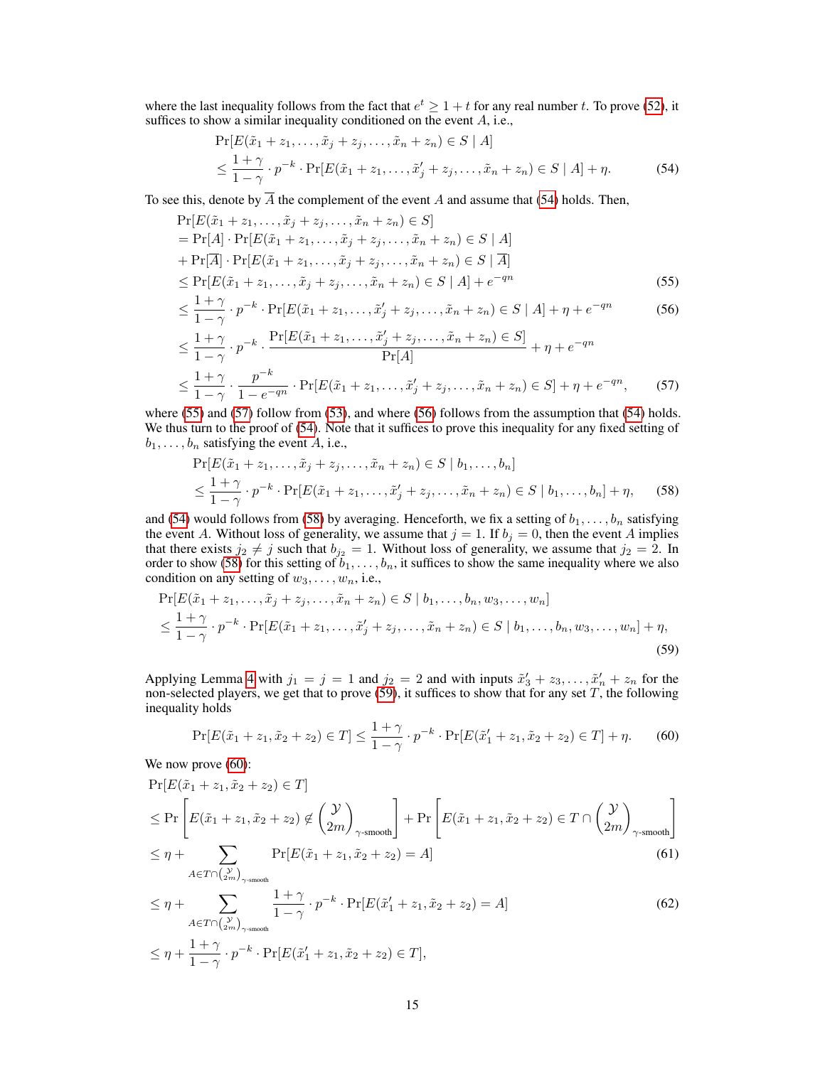where the last inequality follows from the fact that $e^t \geq 1 + t$ for any real number $t$. To prove (52), it suffices to show a similar inequality conditioned on the event $A$, i.e.,

$$
\begin{aligned}
&\Pr[E(\tilde{x}_1 + z_1, \ldots, \tilde{x}_j + z_j, \ldots, \tilde{x}_n + z_n) \in S \mid A] \\
&\leq \frac{1+\gamma}{1-\gamma} \cdot p^{-k} \cdot \Pr[E(\tilde{x}_1 + z_1, \ldots, \tilde{x}'_j + z_j, \ldots, \tilde{x}_n + z_n) \in S \mid A] + \eta. \qquad (54)
\end{aligned}
$$

To see this, denote by $\overline{A}$ the complement of the event $A$ and assume that (54) holds. Then,

$$
\begin{aligned}
&\Pr[E(\tilde{x}_1 + z_1, \ldots, \tilde{x}_j + z_j, \ldots, \tilde{x}_n + z_n) \in S] \\
&= \Pr[A] \cdot \Pr[E(\tilde{x}_1 + z_1, \ldots, \tilde{x}_j + z_j, \ldots, \tilde{x}_n + z_n) \in S \mid A] \\
&+ \Pr[\overline{A}] \cdot \Pr[E(\tilde{x}_1 + z_1, \ldots, \tilde{x}_j + z_j, \ldots, \tilde{x}_n + z_n) \in S \mid \overline{A}] \\
&\leq \Pr[E(\tilde{x}_1 + z_1, \ldots, \tilde{x}_j + z_j, \ldots, \tilde{x}_n + z_n) \in S \mid A] + e^{-qn} \qquad (55) \\
&\leq \frac{1+\gamma}{1-\gamma} \cdot p^{-k} \cdot \Pr[E(\tilde{x}_1 + z_1, \ldots, \tilde{x}'_j + z_j, \ldots, \tilde{x}_n + z_n) \in S \mid A] + \eta + e^{-qn} \qquad (56) \\
&\leq \frac{1+\gamma}{1-\gamma} \cdot p^{-k} \cdot \frac{\Pr[E(\tilde{x}_1 + z_1, \ldots, \tilde{x}'_j + z_j, \ldots, \tilde{x}_n + z_n) \in S]}{\Pr[A]} + \eta + e^{-qn} \\
&\leq \frac{1+\gamma}{1-\gamma} \cdot \frac{p^{-k}}{1 - e^{-qn}} \cdot \Pr[E(\tilde{x}_1 + z_1, \ldots, \tilde{x}'_j + z_j, \ldots, \tilde{x}_n + z_n) \in S] + \eta + e^{-qn}, \qquad (57)
\end{aligned}
$$

where (55) and (57) follow from (53), and where (56) follows from the assumption that (54) holds. We thus turn to the proof of (54). Note that it suffices to prove this inequality for any fixed setting of $b_1, \ldots, b_n$ satisfying the event $A$, i.e.,

$$
\begin{aligned}
&\Pr[E(\tilde{x}_1 + z_1, \ldots, \tilde{x}_j + z_j, \ldots, \tilde{x}_n + z_n) \in S \mid b_1, \ldots, b_n] \\
&\leq \frac{1+\gamma}{1-\gamma} \cdot p^{-k} \cdot \Pr[E(\tilde{x}_1 + z_1, \ldots, \tilde{x}'_j + z_j, \ldots, \tilde{x}_n + z_n) \in S \mid b_1, \ldots, b_n] + \eta, \qquad (58)
\end{aligned}
$$

and (54) would follows from (58) by averaging. Henceforth, we fix a setting of $b_1, \ldots, b_n$ satisfying the event $A$. Without loss of generality, we assume that $j = 1$. If $b_j = 0$, then the event $A$ implies that there exists $j_2 \neq j$ such that $b_{j_2} = 1$. Without loss of generality, we assume that $j_2 = 2$. In order to show (58) for this setting of $b_1, \ldots, b_n$, it suffices to show the same inequality where we also condition on any setting of $w_3, \ldots, w_n$, i.e.,

$$
\begin{aligned}
&\Pr[E(\tilde{x}_1 + z_1, \ldots, \tilde{x}_j + z_j, \ldots, \tilde{x}_n + z_n) \in S \mid b_1, \ldots, b_n, w_3, \ldots, w_n] \\
&\leq \frac{1+\gamma}{1-\gamma} \cdot p^{-k} \cdot \Pr[E(\tilde{x}_1 + z_1, \ldots, \tilde{x}'_j + z_j, \ldots, \tilde{x}_n + z_n) \in S \mid b_1, \ldots, b_n, w_3, \ldots, w_n] + \eta, \qquad (59)
\end{aligned}
$$

Applying Lemma 4 with $j_1 = j = 1$ and $j_2 = 2$ and with inputs $\tilde{x}'_3 + z_3, \ldots, \tilde{x}'_n + z_n$ for the non-selected players, we get that to prove (59), it suffices to show that for any set $T$, the following inequality holds

$$
\Pr[E(\tilde{x}_1 + z_1, \tilde{x}_2 + z_2) \in T] \leq \frac{1+\gamma}{1-\gamma} \cdot p^{-k} \cdot \Pr[E(\tilde{x}'_1 + z_1, \tilde{x}_2 + z_2) \in T] + \eta. \qquad (60)
$$

We now prove (60):

$$
\begin{aligned}
&\Pr[E(\tilde{x}_1 + z_1, \tilde{x}_2 + z_2) \in T] \\
&\leq \Pr\left[E(\tilde{x}_1 + z_1, \tilde{x}_2 + z_2) \notin \binom{\mathcal{Y}}{2m}_{\gamma\text{-smooth}}\right] + \Pr\left[E(\tilde{x}_1 + z_1, \tilde{x}_2 + z_2) \in T \cap \binom{\mathcal{Y}}{2m}_{\gamma\text{-smooth}}\right] \\
&\leq \eta + \sum_{A \in T \cap \binom{\mathcal{Y}}{2m}_{\gamma\text{-smooth}}} \Pr[E(\tilde{x}_1 + z_1, \tilde{x}_2 + z_2) = A] \qquad (61) \\
&\leq \eta + \sum_{A \in T \cap \binom{\mathcal{Y}}{2m}_{\gamma\text{-smooth}}} \frac{1+\gamma}{1-\gamma} \cdot p^{-k} \cdot \Pr[E(\tilde{x}'_1 + z_1, \tilde{x}_2 + z_2) = A] \qquad (62) \\
&\leq \eta + \frac{1+\gamma}{1-\gamma} \cdot p^{-k} \cdot \Pr[E(\tilde{x}'_1 + z_1, \tilde{x}_2 + z_2) \in T],
\end{aligned}
$$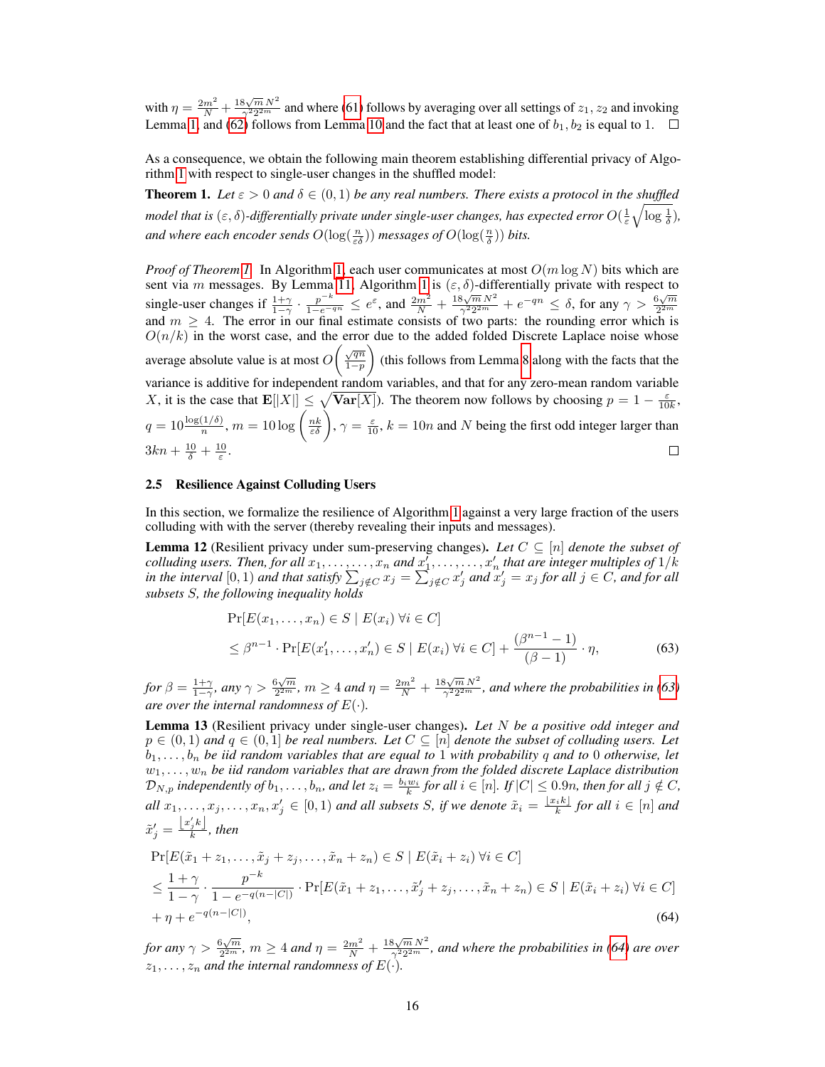with $\eta = \frac{2m^2}{N} + \frac{18\sqrt{m}N^2}{\gamma^2 2^{2m}}$ and where (61) follows by averaging over all settings of $z_1, z_2$ and invoking Lemma 1, and (62) follows from Lemma 10 and the fact that at least one of $b_1, b_2$ is equal to 1. $\square$

As a consequence, we obtain the following main theorem establishing differential privacy of Algorithm 1 with respect to single-user changes in the shuffled model:

**Theorem 1.** *Let $\varepsilon > 0$ and $\delta \in (0, 1)$ be any real numbers. There exists a protocol in the shuffled model that is $(\varepsilon, \delta)$-differentially private under single-user changes, has expected error $O(\frac{1}{\varepsilon}\sqrt{\log \frac{1}{\delta}})$, and where each encoder sends $O(\log(\frac{n}{\varepsilon\delta}))$ messages of $O(\log(\frac{n}{\delta}))$ bits.*

*Proof of Theorem 1.* In Algorithm 1, each user communicates at most $O(m \log N)$ bits which are sent via $m$ messages. By Lemma 11, Algorithm 1 is $(\varepsilon, \delta)$-differentially private with respect to single-user changes if $\frac{1+\gamma}{1-\gamma} \cdot \frac{p^{-k}}{1-e^{-qn}} \leq e^{\varepsilon}$, and $\frac{2m^2}{N} + \frac{18\sqrt{m}N^2}{\gamma^2 2^{2m}} + e^{-qn} \leq \delta$, for any $\gamma > \frac{6\sqrt{m}}{2^{2m}}$ and $m \geq 4$. The error in our final estimate consists of two parts: the rounding error which is $O(n/k)$ in the worst case, and the error due to the added folded Discrete Laplace noise whose average absolute value is at most $O\left(\frac{\sqrt{qn}}{1-p}\right)$ (this follows from Lemma 8 along with the facts that the variance is additive for independent random variables, and that for any zero-mean random variable $X$, it is the case that $\mathbf{E}[|X|] \leq \sqrt{\mathbf{Var}[X]}$). The theorem now follows by choosing $p = 1 - \frac{\varepsilon}{10k}$, $q = 10\frac{\log(1/\delta)}{n}$, $m = 10 \log\left(\frac{nk}{\varepsilon\delta}\right)$, $\gamma = \frac{\varepsilon}{10}$, $k = 10n$ and $N$ being the first odd integer larger than $3kn + \frac{10}{\delta} + \frac{10}{\varepsilon}$. $\square$

### 2.5 Resilience Against Colluding Users

In this section, we formalize the resilience of Algorithm 1 against a very large fraction of the users colluding with with the server (thereby revealing their inputs and messages).

**Lemma 12** (Resilient privacy under sum-preserving changes)**.** *Let $C \subseteq [n]$ denote the subset of colluding users. Then, for all $x_1, \ldots\ldots, x_n$ and $x'_1, \ldots\ldots, x'_n$ that are integer multiples of $1/k$ in the interval $[0, 1)$ and that satisfy $\sum_{j \notin C} x_j = \sum_{j \notin C} x'_j$ and $x'_j = x_j$ for all $j \in C$, and for all subsets $S$, the following inequality holds*

$$
\begin{aligned}
&\Pr[E(x_1, \ldots, x_n) \in S \mid E(x_i) \; \forall i \in C] \\
&\leq \beta^{n-1} \cdot \Pr[E(x'_1, \ldots, x'_n) \in S \mid E(x_i) \; \forall i \in C] + \frac{(\beta^{n-1} - 1)}{(\beta - 1)} \cdot \eta,
\end{aligned} \tag{63}
$$

*for $\beta = \frac{1+\gamma}{1-\gamma}$, any $\gamma > \frac{6\sqrt{m}}{2^{2m}}$, $m \geq 4$ and $\eta = \frac{2m^2}{N} + \frac{18\sqrt{m}N^2}{\gamma^2 2^{2m}}$, and where the probabilities in (63) are over the internal randomness of $E(\cdot)$.*

**Lemma 13** (Resilient privacy under single-user changes)**.** *Let $N$ be a positive odd integer and $p \in (0, 1)$ and $q \in (0, 1]$ be real numbers. Let $C \subseteq [n]$ denote the subset of colluding users. Let $b_1, \ldots, b_n$ be iid random variables that are equal to 1 with probability $q$ and to 0 otherwise, let $w_1, \ldots, w_n$ be iid random variables that are drawn from the folded discrete Laplace distribution $\mathcal{D}_{N,p}$ independently of $b_1, \ldots, b_n$, and let $z_i = \frac{b_i w_i}{k}$ for all $i \in [n]$. If $|C| \leq 0.9n$, then for all $j \notin C$, all $x_1, \ldots, x_j, \ldots, x_n, x'_j \in [0, 1)$ and all subsets $S$, if we denote $\tilde{x}_i = \frac{\lfloor x_i k \rfloor}{k}$ for all $i \in [n]$ and $\tilde{x}'_j = \frac{\lfloor x'_j k \rfloor}{k}$, then*

$$
\begin{aligned}
&\Pr[E(\tilde{x}_1 + z_1, \ldots, \tilde{x}_j + z_j, \ldots, \tilde{x}_n + z_n) \in S \mid E(\tilde{x}_i + z_i) \; \forall i \in C] \\
&\leq \frac{1+\gamma}{1-\gamma} \cdot \frac{p^{-k}}{1 - e^{-q(n-|C|)}} \cdot \Pr[E(\tilde{x}_1 + z_1, \ldots, \tilde{x}'_j + z_j, \ldots, \tilde{x}_n + z_n) \in S \mid E(\tilde{x}_i + z_i) \; \forall i \in C] \\
&+ \eta + e^{-q(n-|C|)},
\end{aligned} \tag{64}
$$

*for any $\gamma > \frac{6\sqrt{m}}{2^{2m}}$, $m \geq 4$ and $\eta = \frac{2m^2}{N} + \frac{18\sqrt{m}N^2}{\gamma^2 2^{2m}}$, and where the probabilities in (64) are over $z_1, \ldots, z_n$ and the internal randomness of $E(\cdot)$.*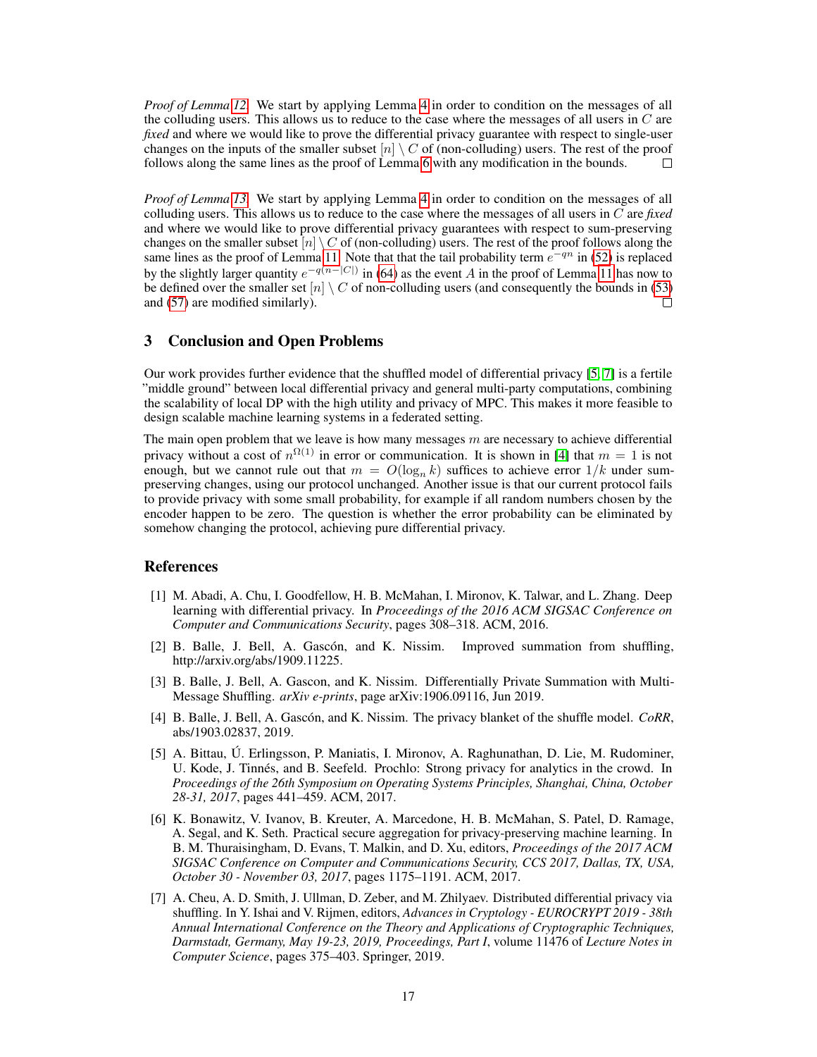*Proof of Lemma 12.* We start by applying Lemma 4 in order to condition on the messages of all the colluding users. This allows us to reduce to the case where the messages of all users in $C$ are *fixed* and where we would like to prove the differential privacy guarantee with respect to single-user changes on the inputs of the smaller subset $[n] \setminus C$ of (non-colluding) users. The rest of the proof follows along the same lines as the proof of Lemma 6 with any modification in the bounds. □

*Proof of Lemma 13.* We start by applying Lemma 4 in order to condition on the messages of all colluding users. This allows us to reduce to the case where the messages of all users in $C$ are *fixed* and where we would like to prove differential privacy guarantees with respect to sum-preserving changes on the smaller subset $[n] \setminus C$ of (non-colluding) users. The rest of the proof follows along the same lines as the proof of Lemma 11. Note that that the tail probability term $e^{-qn}$ in (52) is replaced by the slightly larger quantity $e^{-q(n-|C|)}$ in (64) as the event $A$ in the proof of Lemma 11 has now to be defined over the smaller set $[n] \setminus C$ of non-colluding users (and consequently the bounds in (53) and (57) are modified similarly). □

## 3 Conclusion and Open Problems

Our work provides further evidence that the shuffled model of differential privacy [5, 7] is a fertile "middle ground" between local differential privacy and general multi-party computations, combining the scalability of local DP with the high utility and privacy of MPC. This makes it more feasible to design scalable machine learning systems in a federated setting.

The main open problem that we leave is how many messages $m$ are necessary to achieve differential privacy without a cost of $n^{\Omega(1)}$ in error or communication. It is shown in [4] that $m = 1$ is not enough, but we cannot rule out that $m = O(\log_n k)$ suffices to achieve error $1/k$ under sum-preserving changes, using our protocol unchanged. Another issue is that our current protocol fails to provide privacy with some small probability, for example if all random numbers chosen by the encoder happen to be zero. The question is whether the error probability can be eliminated by somehow changing the protocol, achieving pure differential privacy.

## References

[1] M. Abadi, A. Chu, I. Goodfellow, H. B. McMahan, I. Mironov, K. Talwar, and L. Zhang. Deep learning with differential privacy. In *Proceedings of the 2016 ACM SIGSAC Conference on Computer and Communications Security*, pages 308–318. ACM, 2016.

[2] B. Balle, J. Bell, A. Gascón, and K. Nissim. Improved summation from shuffling, http://arxiv.org/abs/1909.11225.

[3] B. Balle, J. Bell, A. Gascon, and K. Nissim. Differentially Private Summation with Multi-Message Shuffling. *arXiv e-prints*, page arXiv:1906.09116, Jun 2019.

[4] B. Balle, J. Bell, A. Gascón, and K. Nissim. The privacy blanket of the shuffle model. *CoRR*, abs/1903.02837, 2019.

[5] A. Bittau, Ú. Erlingsson, P. Maniatis, I. Mironov, A. Raghunathan, D. Lie, M. Rudominer, U. Kode, J. Tinnés, and B. Seefeld. Prochlo: Strong privacy for analytics in the crowd. In *Proceedings of the 26th Symposium on Operating Systems Principles, Shanghai, China, October 28-31, 2017*, pages 441–459. ACM, 2017.

[6] K. Bonawitz, V. Ivanov, B. Kreuter, A. Marcedone, H. B. McMahan, S. Patel, D. Ramage, A. Segal, and K. Seth. Practical secure aggregation for privacy-preserving machine learning. In B. M. Thuraisingham, D. Evans, T. Malkin, and D. Xu, editors, *Proceedings of the 2017 ACM SIGSAC Conference on Computer and Communications Security, CCS 2017, Dallas, TX, USA, October 30 - November 03, 2017*, pages 1175–1191. ACM, 2017.

[7] A. Cheu, A. D. Smith, J. Ullman, D. Zeber, and M. Zhilyaev. Distributed differential privacy via shuffling. In Y. Ishai and V. Rijmen, editors, *Advances in Cryptology - EUROCRYPT 2019 - 38th Annual International Conference on the Theory and Applications of Cryptographic Techniques, Darmstadt, Germany, May 19-23, 2019, Proceedings, Part I*, volume 11476 of *Lecture Notes in Computer Science*, pages 375–403. Springer, 2019.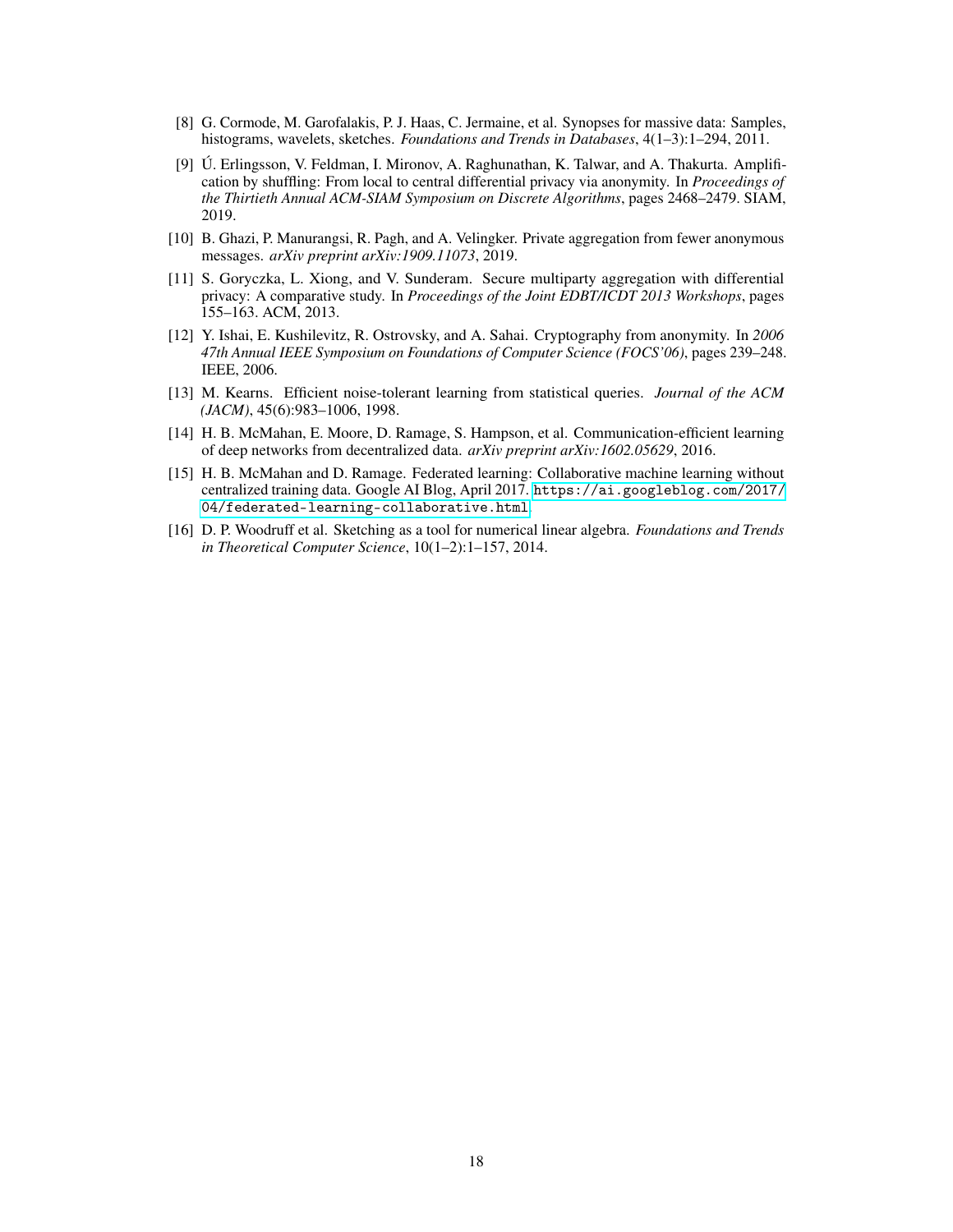[8] G. Cormode, M. Garofalakis, P. J. Haas, C. Jermaine, et al. Synopses for massive data: Samples, histograms, wavelets, sketches. *Foundations and Trends in Databases*, 4(1–3):1–294, 2011.

[9] Ú. Erlingsson, V. Feldman, I. Mironov, A. Raghunathan, K. Talwar, and A. Thakurta. Amplification by shuffling: From local to central differential privacy via anonymity. In *Proceedings of the Thirtieth Annual ACM-SIAM Symposium on Discrete Algorithms*, pages 2468–2479. SIAM, 2019.

[10] B. Ghazi, P. Manurangsi, R. Pagh, and A. Velingker. Private aggregation from fewer anonymous messages. *arXiv preprint arXiv:1909.11073*, 2019.

[11] S. Goryczka, L. Xiong, and V. Sunderam. Secure multiparty aggregation with differential privacy: A comparative study. In *Proceedings of the Joint EDBT/ICDT 2013 Workshops*, pages 155–163. ACM, 2013.

[12] Y. Ishai, E. Kushilevitz, R. Ostrovsky, and A. Sahai. Cryptography from anonymity. In *2006 47th Annual IEEE Symposium on Foundations of Computer Science (FOCS'06)*, pages 239–248. IEEE, 2006.

[13] M. Kearns. Efficient noise-tolerant learning from statistical queries. *Journal of the ACM (JACM)*, 45(6):983–1006, 1998.

[14] H. B. McMahan, E. Moore, D. Ramage, S. Hampson, et al. Communication-efficient learning of deep networks from decentralized data. *arXiv preprint arXiv:1602.05629*, 2016.

[15] H. B. McMahan and D. Ramage. Federated learning: Collaborative machine learning without centralized training data. Google AI Blog, April 2017. `https://ai.googleblog.com/2017/04/federated-learning-collaborative.html`.

[16] D. P. Woodruff et al. Sketching as a tool for numerical linear algebra. *Foundations and Trends in Theoretical Computer Science*, 10(1–2):1–157, 2014.